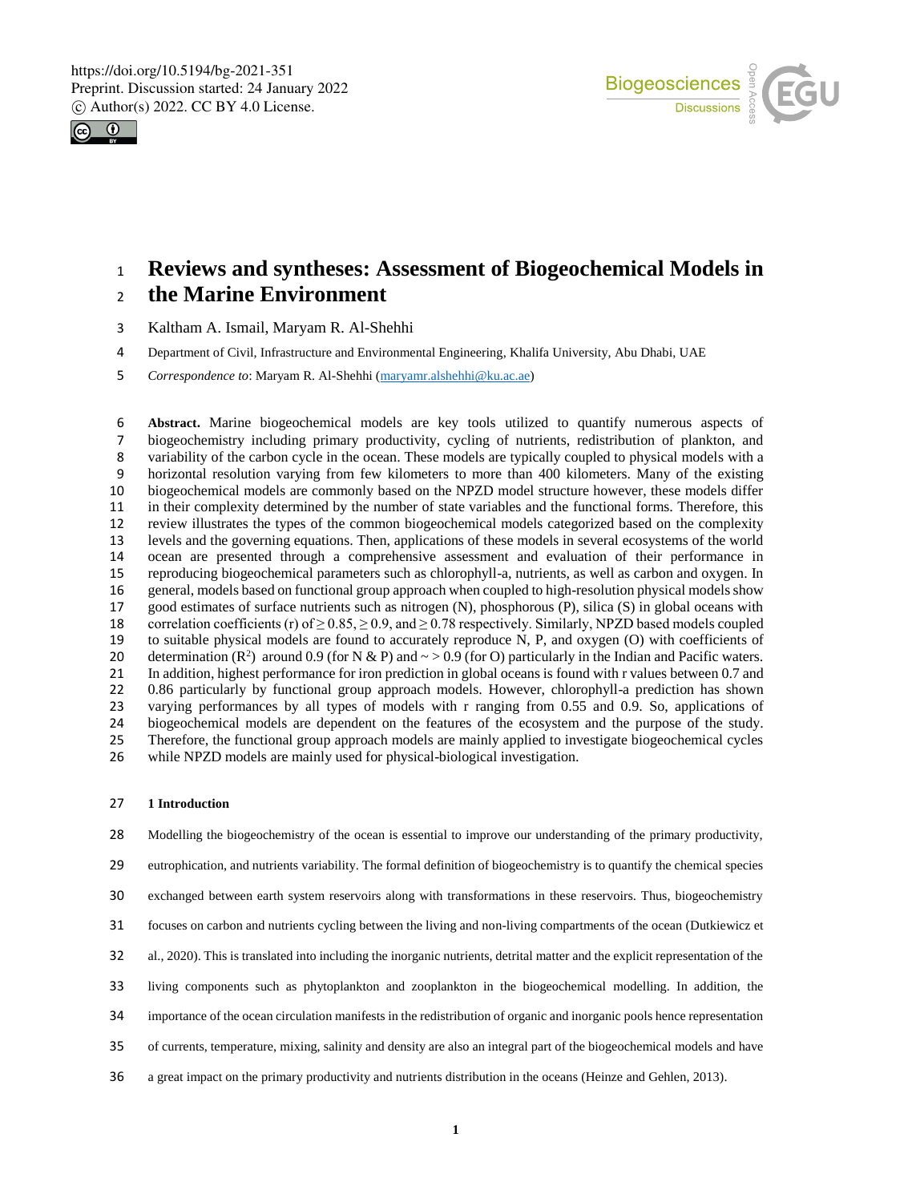# Reviews and syntheses: Assessment of Biogeochemical Models in the Marine Environment

Kaltham A. Ismail, Maryam R. Al-Shehhi

Department of Civil, Infrastructure and Environmental Engineering, Khalifa University, Abu Dhabi, UAE

*Correspondence to*: Maryam R. Al-Shehhi (maryamr.alshehhi@ku.ac.ae)

**Abstract.** Marine biogeochemical models are key tools utilized to quantify numerous aspects of biogeochemistry including primary productivity, cycling of nutrients, redistribution of plankton, and variability of the carbon cycle in the ocean. These models are typically coupled to physical models with a horizontal resolution varying from few kilometers to more than 400 kilometers. Many of the existing biogeochemical models are commonly based on the NPZD model structure however, these models differ in their complexity determined by the number of state variables and the functional forms. Therefore, this review illustrates the types of the common biogeochemical models categorized based on the complexity levels and the governing equations. Then, applications of these models in several ecosystems of the world ocean are presented through a comprehensive assessment and evaluation of their performance in reproducing biogeochemical parameters such as chlorophyll-a, nutrients, as well as carbon and oxygen. In general, models based on functional group approach when coupled to high-resolution physical models show good estimates of surface nutrients such as nitrogen (N), phosphorous (P), silica (S) in global oceans with correlation coefficients (r) of $\geq 0.85$, $\geq 0.9$, and $\geq 0.78$ respectively. Similarly, NPZD based models coupled to suitable physical models are found to accurately reproduce N, P, and oxygen (O) with coefficients of determination ($R^2$) around 0.9 (for N & P) and $\sim > 0.9$ (for O) particularly in the Indian and Pacific waters. In addition, highest performance for iron prediction in global oceans is found with r values between 0.7 and 0.86 particularly by functional group approach models. However, chlorophyll-a prediction has shown varying performances by all types of models with r ranging from 0.55 and 0.9. So, applications of biogeochemical models are dependent on the features of the ecosystem and the purpose of the study. Therefore, the functional group approach models are mainly applied to investigate biogeochemical cycles while NPZD models are mainly used for physical-biological investigation.

## 1 Introduction

Modelling the biogeochemistry of the ocean is essential to improve our understanding of the primary productivity, eutrophication, and nutrients variability. The formal definition of biogeochemistry is to quantify the chemical species exchanged between earth system reservoirs along with transformations in these reservoirs. Thus, biogeochemistry focuses on carbon and nutrients cycling between the living and non-living compartments of the ocean (Dutkiewicz et al., 2020). This is translated into including the inorganic nutrients, detrital matter and the explicit representation of the living components such as phytoplankton and zooplankton in the biogeochemical modelling. In addition, the importance of the ocean circulation manifests in the redistribution of organic and inorganic pools hence representation of currents, temperature, mixing, salinity and density are also an integral part of the biogeochemical models and have a great impact on the primary productivity and nutrients distribution in the oceans (Heinze and Gehlen, 2013).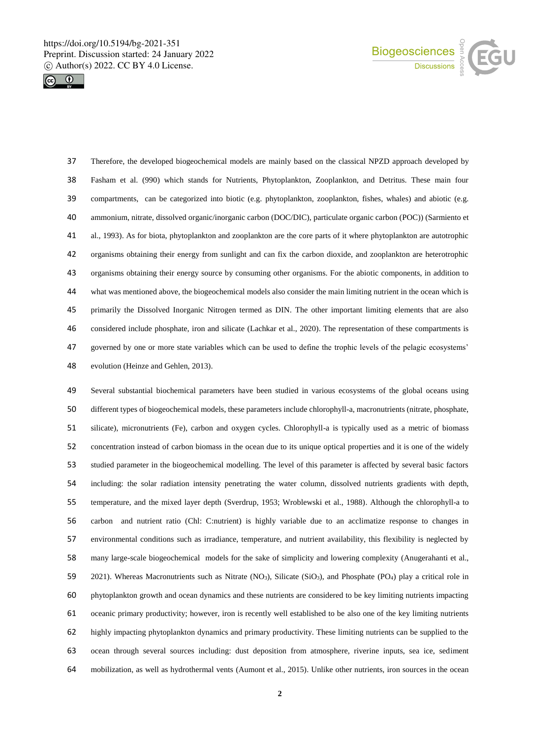Therefore, the developed biogeochemical models are mainly based on the classical NPZD approach developed by Fasham et al. (990) which stands for Nutrients, Phytoplankton, Zooplankton, and Detritus. These main four compartments, can be categorized into biotic (e.g. phytoplankton, zooplankton, fishes, whales) and abiotic (e.g. ammonium, nitrate, dissolved organic/inorganic carbon (DOC/DIC), particulate organic carbon (POC)) (Sarmiento et al., 1993). As for biota, phytoplankton and zooplankton are the core parts of it where phytoplankton are autotrophic organisms obtaining their energy from sunlight and can fix the carbon dioxide, and zooplankton are heterotrophic organisms obtaining their energy source by consuming other organisms. For the abiotic components, in addition to what was mentioned above, the biogeochemical models also consider the main limiting nutrient in the ocean which is primarily the Dissolved Inorganic Nitrogen termed as DIN. The other important limiting elements that are also considered include phosphate, iron and silicate (Lachkar et al., 2020). The representation of these compartments is governed by one or more state variables which can be used to define the trophic levels of the pelagic ecosystems' evolution (Heinze and Gehlen, 2013).

Several substantial biochemical parameters have been studied in various ecosystems of the global oceans using different types of biogeochemical models, these parameters include chlorophyll-a, macronutrients (nitrate, phosphate, silicate), micronutrients (Fe), carbon and oxygen cycles. Chlorophyll-a is typically used as a metric of biomass concentration instead of carbon biomass in the ocean due to its unique optical properties and it is one of the widely studied parameter in the biogeochemical modelling. The level of this parameter is affected by several basic factors including: the solar radiation intensity penetrating the water column, dissolved nutrients gradients with depth, temperature, and the mixed layer depth (Sverdrup, 1953; Wroblewski et al., 1988). Although the chlorophyll-a to carbon and nutrient ratio (Chl: C:nutrient) is highly variable due to an acclimatize response to changes in environmental conditions such as irradiance, temperature, and nutrient availability, this flexibility is neglected by many large-scale biogeochemical models for the sake of simplicity and lowering complexity (Anugerahanti et al., 2021). Whereas Macronutrients such as Nitrate ($NO_3$), Silicate ($SiO_3$), and Phosphate ($PO_4$) play a critical role in phytoplankton growth and ocean dynamics and these nutrients are considered to be key limiting nutrients impacting oceanic primary productivity; however, iron is recently well established to be also one of the key limiting nutrients highly impacting phytoplankton dynamics and primary productivity. These limiting nutrients can be supplied to the ocean through several sources including: dust deposition from atmosphere, riverine inputs, sea ice, sediment mobilization, as well as hydrothermal vents (Aumont et al., 2015). Unlike other nutrients, iron sources in the ocean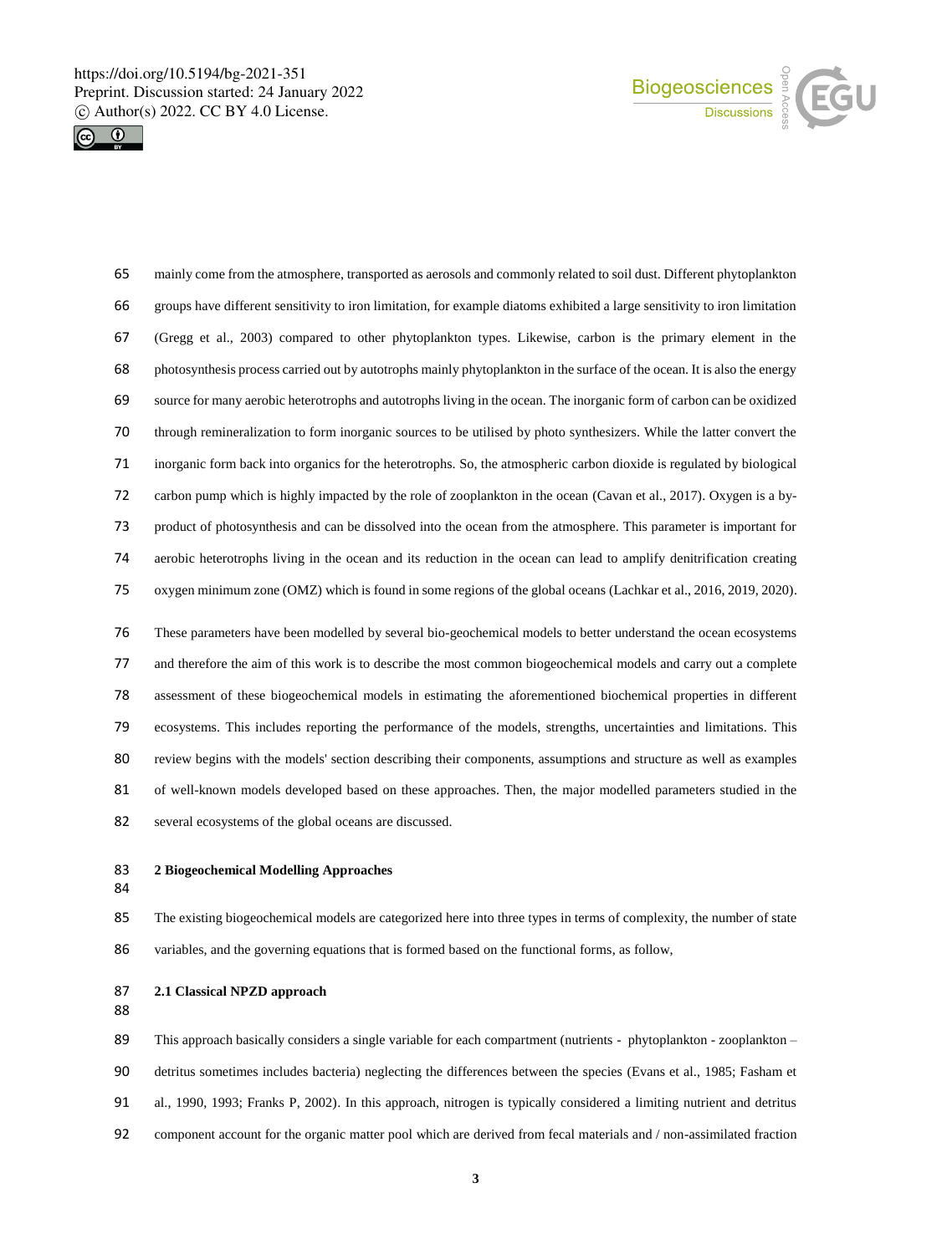mainly come from the atmosphere, transported as aerosols and commonly related to soil dust. Different phytoplankton groups have different sensitivity to iron limitation, for example diatoms exhibited a large sensitivity to iron limitation (Gregg et al., 2003) compared to other phytoplankton types. Likewise, carbon is the primary element in the photosynthesis process carried out by autotrophs mainly phytoplankton in the surface of the ocean. It is also the energy source for many aerobic heterotrophs and autotrophs living in the ocean. The inorganic form of carbon can be oxidized through remineralization to form inorganic sources to be utilised by photo synthesizers. While the latter convert the inorganic form back into organics for the heterotrophs. So, the atmospheric carbon dioxide is regulated by biological carbon pump which is highly impacted by the role of zooplankton in the ocean (Cavan et al., 2017). Oxygen is a by-product of photosynthesis and can be dissolved into the ocean from the atmosphere. This parameter is important for aerobic heterotrophs living in the ocean and its reduction in the ocean can lead to amplify denitrification creating oxygen minimum zone (OMZ) which is found in some regions of the global oceans (Lachkar et al., 2016, 2019, 2020).

These parameters have been modelled by several bio-geochemical models to better understand the ocean ecosystems and therefore the aim of this work is to describe the most common biogeochemical models and carry out a complete assessment of these biogeochemical models in estimating the aforementioned biochemical properties in different ecosystems. This includes reporting the performance of the models, strengths, uncertainties and limitations. This review begins with the models' section describing their components, assumptions and structure as well as examples of well-known models developed based on these approaches. Then, the major modelled parameters studied in the several ecosystems of the global oceans are discussed.

## 2 Biogeochemical Modelling Approaches

The existing biogeochemical models are categorized here into three types in terms of complexity, the number of state variables, and the governing equations that is formed based on the functional forms, as follow,

### 2.1 Classical NPZD approach

This approach basically considers a single variable for each compartment (nutrients - phytoplankton - zooplankton – detritus sometimes includes bacteria) neglecting the differences between the species (Evans et al., 1985; Fasham et al., 1990, 1993; Franks P, 2002). In this approach, nitrogen is typically considered a limiting nutrient and detritus component account for the organic matter pool which are derived from fecal materials and / non-assimilated fraction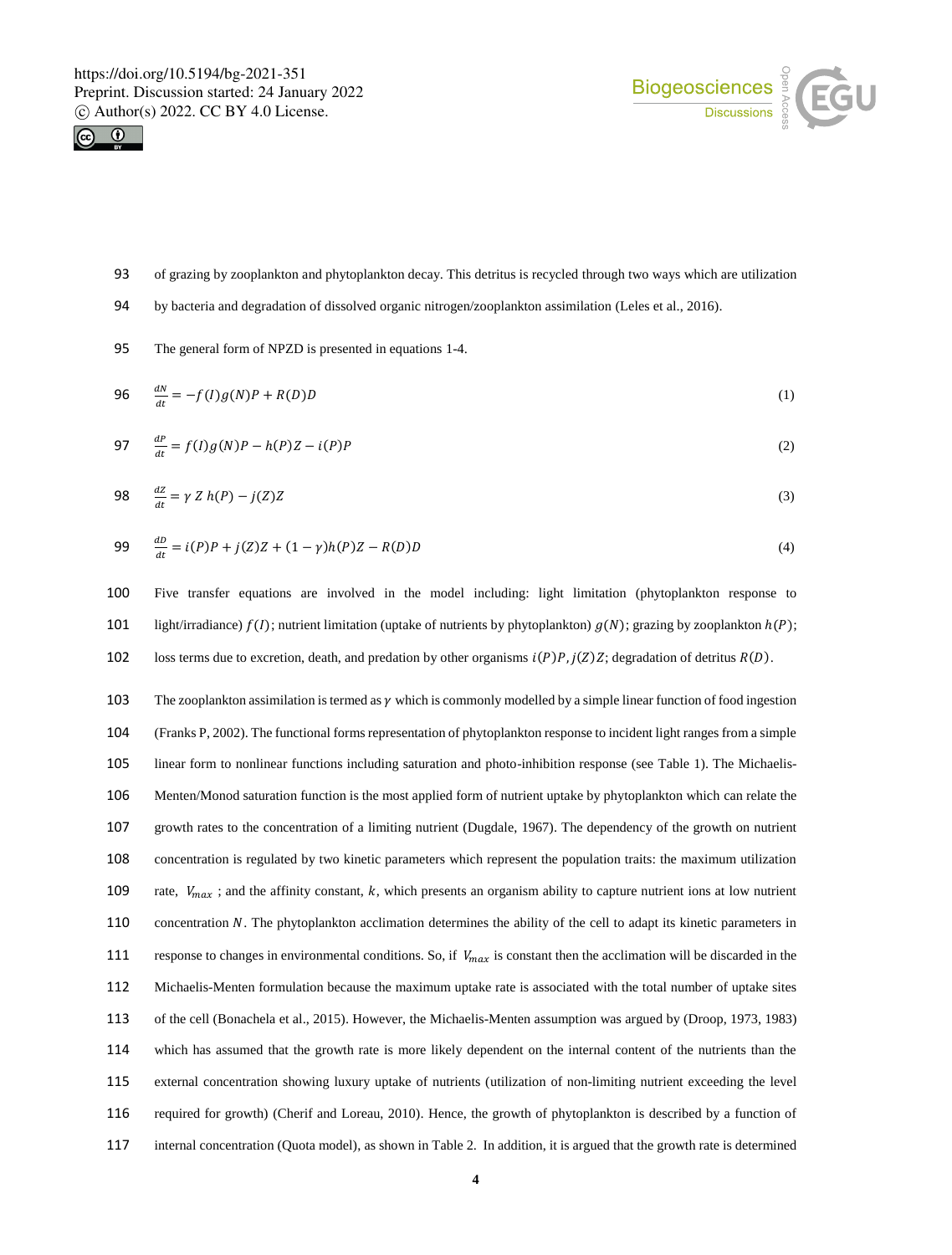of grazing by zooplankton and phytoplankton decay. This detritus is recycled through two ways which are utilization by bacteria and degradation of dissolved organic nitrogen/zooplankton assimilation (Leles et al., 2016).

The general form of NPZD is presented in equations 1-4.

$$\frac{dN}{dt} = -f(I)g(N)P + R(D)D \tag{1}$$

$$\frac{dP}{dt} = f(I)g(N)P - h(P)Z - i(P)P \tag{2}$$

$$\frac{dZ}{dt} = \gamma\, Z\, h(P) - j(Z)Z \tag{3}$$

$$\frac{dD}{dt} = i(P)P + j(Z)Z + (1-\gamma)h(P)Z - R(D)D \tag{4}$$

Five transfer equations are involved in the model including: light limitation (phytoplankton response to light/irradiance) $f(I)$; nutrient limitation (uptake of nutrients by phytoplankton) $g(N)$; grazing by zooplankton $h(P)$; loss terms due to excretion, death, and predation by other organisms $i(P)P, j(Z)Z$; degradation of detritus $R(D)$.

The zooplankton assimilation is termed as $\gamma$ which is commonly modelled by a simple linear function of food ingestion (Franks P, 2002). The functional forms representation of phytoplankton response to incident light ranges from a simple linear form to nonlinear functions including saturation and photo-inhibition response (see Table 1). The Michaelis-Menten/Monod saturation function is the most applied form of nutrient uptake by phytoplankton which can relate the growth rates to the concentration of a limiting nutrient (Dugdale, 1967). The dependency of the growth on nutrient concentration is regulated by two kinetic parameters which represent the population traits: the maximum utilization rate, $V_{max}$ ; and the affinity constant, $k$, which presents an organism ability to capture nutrient ions at low nutrient concentration $N$. The phytoplankton acclimation determines the ability of the cell to adapt its kinetic parameters in response to changes in environmental conditions. So, if $V_{max}$ is constant then the acclimation will be discarded in the Michaelis-Menten formulation because the maximum uptake rate is associated with the total number of uptake sites of the cell (Bonachela et al., 2015). However, the Michaelis-Menten assumption was argued by (Droop, 1973, 1983) which has assumed that the growth rate is more likely dependent on the internal content of the nutrients than the external concentration showing luxury uptake of nutrients (utilization of non-limiting nutrient exceeding the level required for growth) (Cherif and Loreau, 2010). Hence, the growth of phytoplankton is described by a function of internal concentration (Quota model), as shown in Table 2. In addition, it is argued that the growth rate is determined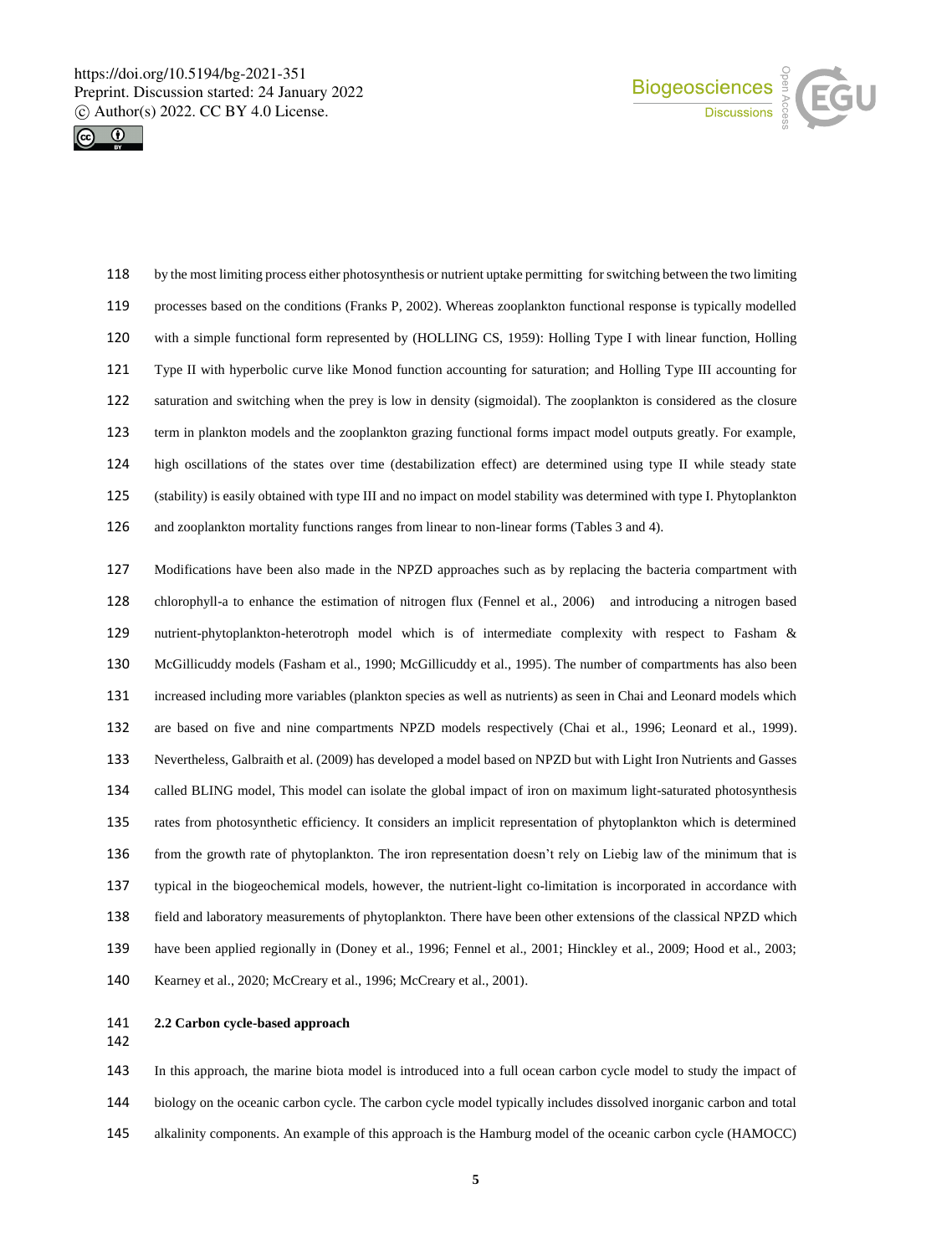by the most limiting process either photosynthesis or nutrient uptake permitting for switching between the two limiting processes based on the conditions (Franks P, 2002). Whereas zooplankton functional response is typically modelled with a simple functional form represented by (HOLLING CS, 1959): Holling Type I with linear function, Holling Type II with hyperbolic curve like Monod function accounting for saturation; and Holling Type III accounting for saturation and switching when the prey is low in density (sigmoidal). The zooplankton is considered as the closure term in plankton models and the zooplankton grazing functional forms impact model outputs greatly. For example, high oscillations of the states over time (destabilization effect) are determined using type II while steady state (stability) is easily obtained with type III and no impact on model stability was determined with type I. Phytoplankton and zooplankton mortality functions ranges from linear to non-linear forms (Tables 3 and 4).

Modifications have been also made in the NPZD approaches such as by replacing the bacteria compartment with chlorophyll-a to enhance the estimation of nitrogen flux (Fennel et al., 2006) and introducing a nitrogen based nutrient-phytoplankton-heterotroph model which is of intermediate complexity with respect to Fasham & McGillicuddy models (Fasham et al., 1990; McGillicuddy et al., 1995). The number of compartments has also been increased including more variables (plankton species as well as nutrients) as seen in Chai and Leonard models which are based on five and nine compartments NPZD models respectively (Chai et al., 1996; Leonard et al., 1999). Nevertheless, Galbraith et al. (2009) has developed a model based on NPZD but with Light Iron Nutrients and Gasses called BLING model, This model can isolate the global impact of iron on maximum light-saturated photosynthesis rates from photosynthetic efficiency. It considers an implicit representation of phytoplankton which is determined from the growth rate of phytoplankton. The iron representation doesn't rely on Liebig law of the minimum that is typical in the biogeochemical models, however, the nutrient-light co-limitation is incorporated in accordance with field and laboratory measurements of phytoplankton. There have been other extensions of the classical NPZD which have been applied regionally in (Doney et al., 1996; Fennel et al., 2001; Hinckley et al., 2009; Hood et al., 2003; Kearney et al., 2020; McCreary et al., 1996; McCreary et al., 2001).

### 2.2 Carbon cycle-based approach

In this approach, the marine biota model is introduced into a full ocean carbon cycle model to study the impact of biology on the oceanic carbon cycle. The carbon cycle model typically includes dissolved inorganic carbon and total alkalinity components. An example of this approach is the Hamburg model of the oceanic carbon cycle (HAMOCC)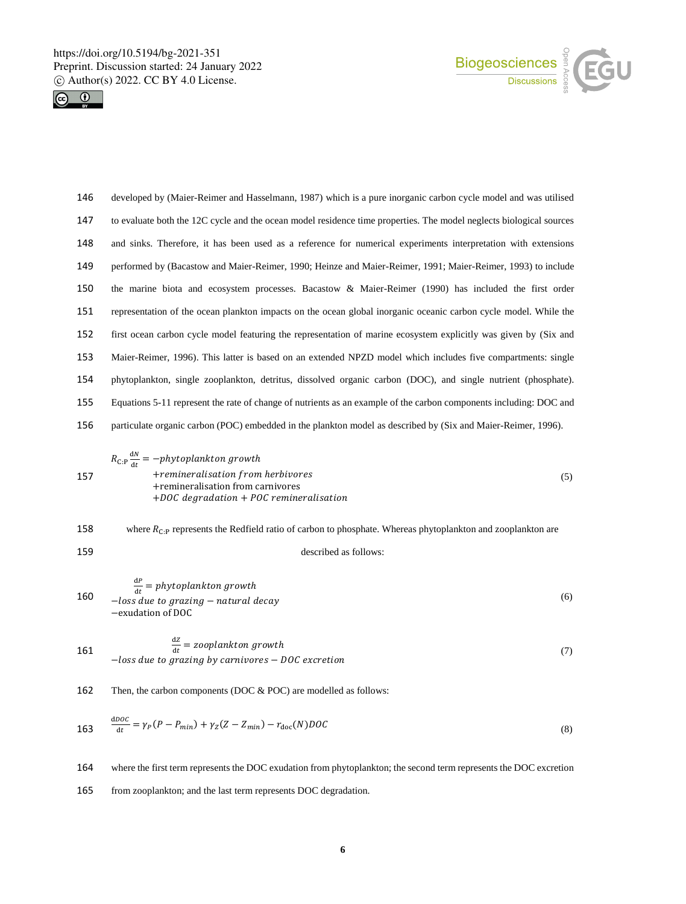developed by (Maier-Reimer and Hasselmann, 1987) which is a pure inorganic carbon cycle model and was utilised to evaluate both the 12C cycle and the ocean model residence time properties. The model neglects biological sources and sinks. Therefore, it has been used as a reference for numerical experiments interpretation with extensions performed by (Bacastow and Maier-Reimer, 1990; Heinze and Maier-Reimer, 1991; Maier-Reimer, 1993) to include the marine biota and ecosystem processes. Bacastow & Maier-Reimer (1990) has included the first order representation of the ocean plankton impacts on the ocean global inorganic oceanic carbon cycle model. While the first ocean carbon cycle model featuring the representation of marine ecosystem explicitly was given by (Six and Maier-Reimer, 1996). This latter is based on an extended NPZD model which includes five compartments: single phytoplankton, single zooplankton, detritus, dissolved organic carbon (DOC), and single nutrient (phosphate). Equations 5-11 represent the rate of change of nutrients as an example of the carbon components including: DOC and particulate organic carbon (POC) embedded in the plankton model as described by (Six and Maier-Reimer, 1996).

$$R_{\mathrm{C:P}} \frac{\mathrm{d}N}{\mathrm{d}t} = -phytoplankton\ growth \\ +remineralisation\ from\ herbivores \\ +\text{remineralisation from carnivores} \\ +DOC\ degradation + POC\ remineralisation \tag{5}$$

where $R_{\mathrm{C:P}}$ represents the Redfield ratio of carbon to phosphate. Whereas phytoplankton and zooplankton are described as follows:

$$\frac{\mathrm{d}P}{\mathrm{d}t} = phytoplankton\ growth \\ -loss\ due\ to\ grazing - natural\ decay \\ -\text{exudation of DOC} \tag{6}$$

$$\frac{\mathrm{d}Z}{\mathrm{d}t} = zooplankton\ growth \\ -loss\ due\ to\ grazing\ by\ carnivores - DOC\ excretion \tag{7}$$

Then, the carbon components (DOC & POC) are modelled as follows:

$$\frac{\mathrm{d}DOC}{\mathrm{d}t} = \gamma_P(P - P_{min}) + \gamma_Z(Z - Z_{min}) - r_{\mathrm{doc}}(N)DOC \tag{8}$$

where the first term represents the DOC exudation from phytoplankton; the second term represents the DOC excretion from zooplankton; and the last term represents DOC degradation.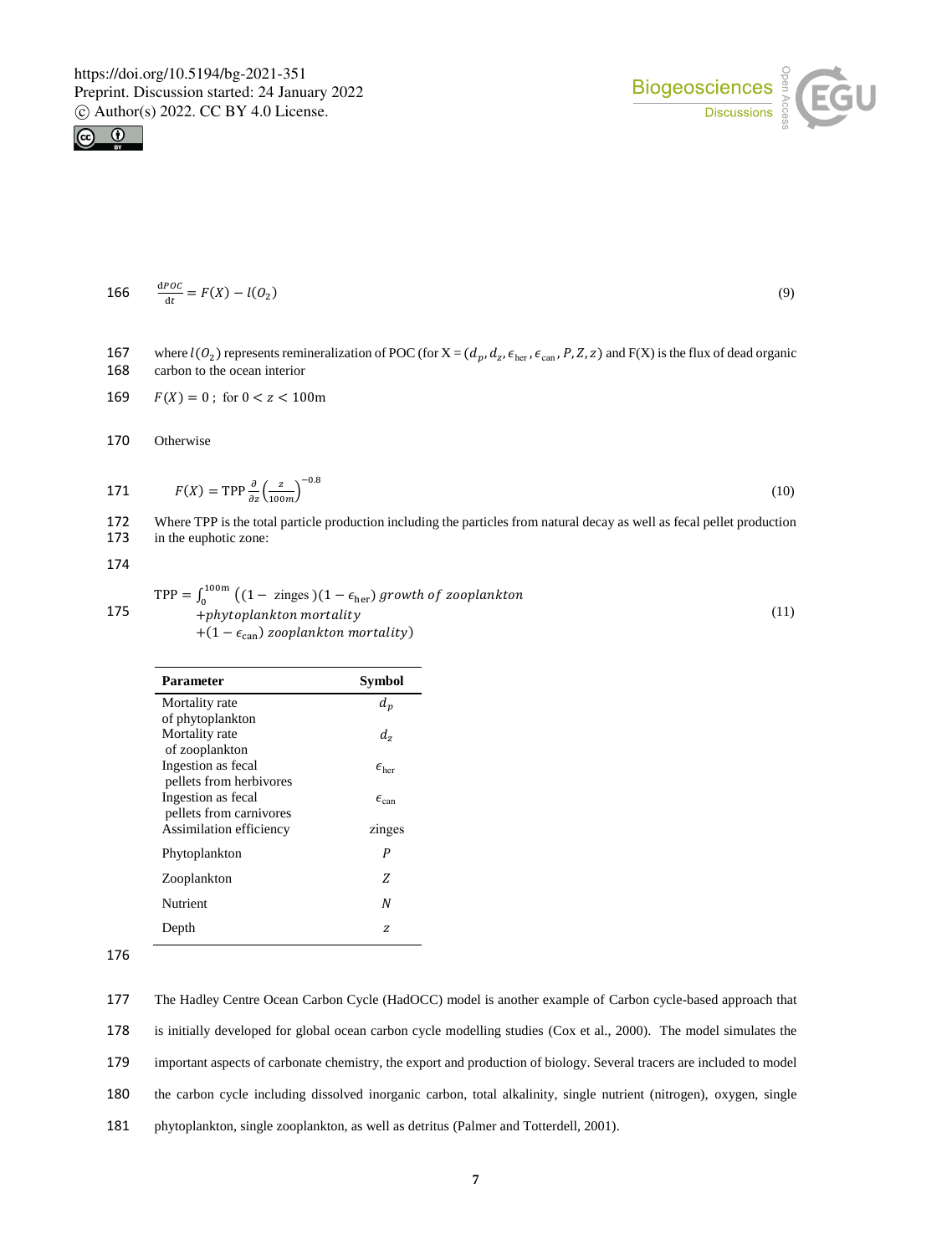$$\frac{dPOC}{dt} = F(X) - l(O_2) \tag{9}$$

where $l(O_2)$ represents remineralization of POC (for X = ($d_p, d_z, \epsilon_{\text{her}}, \epsilon_{\text{can}}, P, Z, z$) and F(X) is the flux of dead organic carbon to the ocean interior

$F(X) = 0$ ; for $0 < z < 100$m

Otherwise

$$F(X) = \text{TPP} \frac{\partial}{\partial z} \left(\frac{z}{100m}\right)^{-0.8} \tag{10}$$

Where TPP is the total particle production including the particles from natural decay as well as fecal pellet production in the euphotic zone:

$$\begin{aligned} \text{TPP} = \int_0^{100\text{m}} \big( &(1 - \text{ zinges })(1 - \epsilon_{\text{her}}) \, \textit{growth of zooplankton} \\ &+ \textit{phytoplankton mortality} \\ &+ (1 - \epsilon_{\text{can}}) \, \textit{zooplankton mortality} \big) \end{aligned} \tag{11}$$

| Parameter | Symbol |
| --- | --- |
| Mortality rate of phytoplankton | $d_p$ |
| Mortality rate of zooplankton | $d_z$ |
| Ingestion as fecal pellets from herbivores | $\epsilon_{\text{her}}$ |
| Ingestion as fecal pellets from carnivores | $\epsilon_{\text{can}}$ |
| Assimilation efficiency | zinges |
| Phytoplankton | $P$ |
| Zooplankton | $Z$ |
| Nutrient | $N$ |
| Depth | $z$ |

The Hadley Centre Ocean Carbon Cycle (HadOCC) model is another example of Carbon cycle-based approach that is initially developed for global ocean carbon cycle modelling studies (Cox et al., 2000). The model simulates the important aspects of carbonate chemistry, the export and production of biology. Several tracers are included to model the carbon cycle including dissolved inorganic carbon, total alkalinity, single nutrient (nitrogen), oxygen, single phytoplankton, single zooplankton, as well as detritus (Palmer and Totterdell, 2001).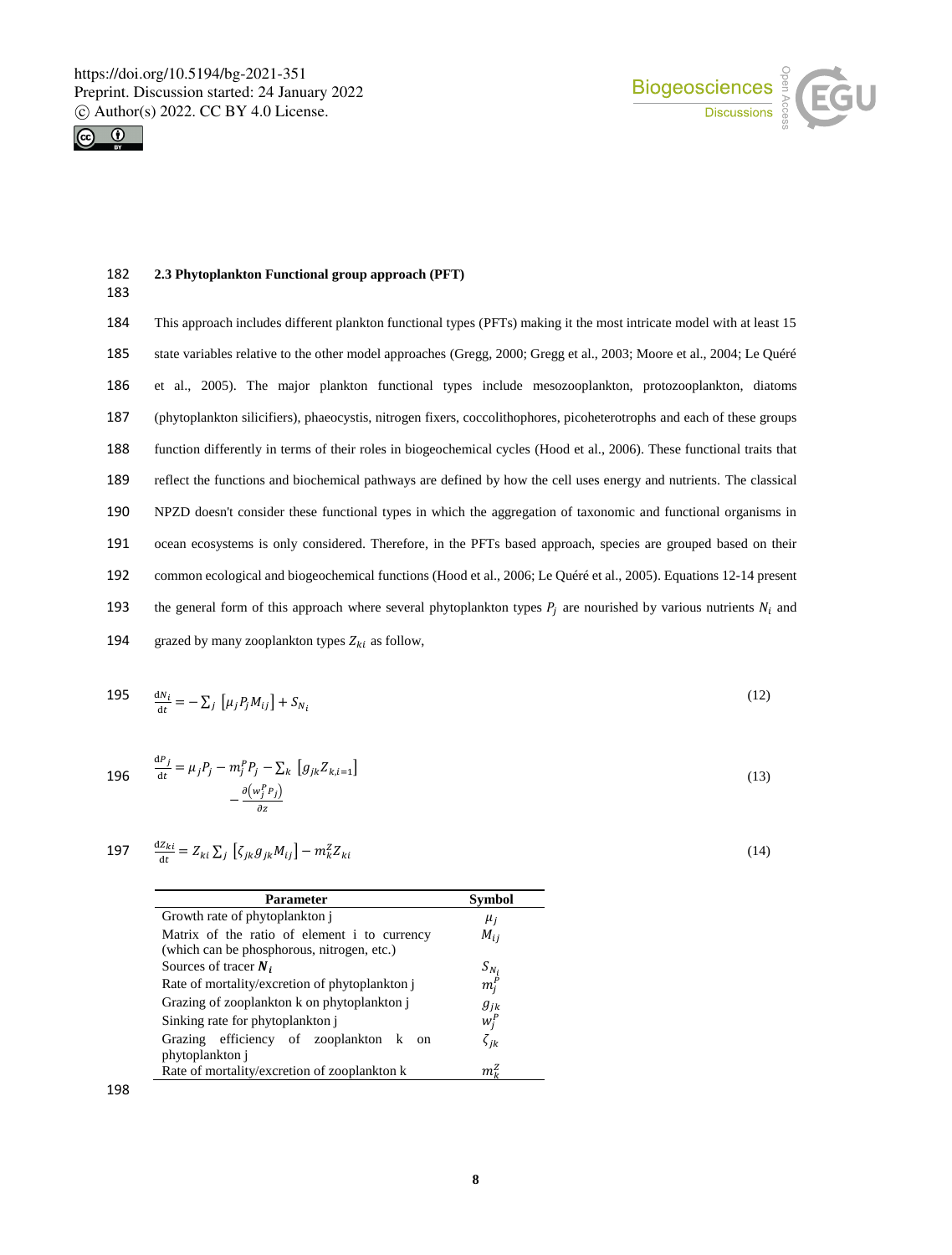### 2.3 Phytoplankton Functional group approach (PFT)

This approach includes different plankton functional types (PFTs) making it the most intricate model with at least 15 state variables relative to the other model approaches (Gregg, 2000; Gregg et al., 2003; Moore et al., 2004; Le Quéré et al., 2005). The major plankton functional types include mesozooplankton, protozooplankton, diatoms (phytoplankton silicifiers), phaeocystis, nitrogen fixers, coccolithophores, picoheterotrophs and each of these groups function differently in terms of their roles in biogeochemical cycles (Hood et al., 2006). These functional traits that reflect the functions and biochemical pathways are defined by how the cell uses energy and nutrients. The classical NPZD doesn't consider these functional types in which the aggregation of taxonomic and functional organisms in ocean ecosystems is only considered. Therefore, in the PFTs based approach, species are grouped based on their common ecological and biogeochemical functions (Hood et al., 2006; Le Quéré et al., 2005). Equations 12-14 present the general form of this approach where several phytoplankton types $P_j$ are nourished by various nutrients $N_i$ and grazed by many zooplankton types $Z_{ki}$ as follow,

$$\frac{\mathrm{d}N_i}{\mathrm{d}t} = -\sum_j \left[\mu_j P_j M_{ij}\right] + S_{N_i} \tag{12}$$

$$\frac{\mathrm{d}P_j}{\mathrm{d}t} = \mu_j P_j - m_j^P P_j - \sum_k \left[g_{jk} Z_{k,i=1}\right] - \frac{\partial\left(w_j^P P_j\right)}{\partial z} \tag{13}$$

$$\frac{\mathrm{d}Z_{ki}}{\mathrm{d}t} = Z_{ki} \sum_j \left[\zeta_{jk} g_{jk} M_{ij}\right] - m_k^Z Z_{ki} \tag{14}$$

| Parameter | Symbol |
|---|---|
| Growth rate of phytoplankton j | $\mu_j$ |
| Matrix of the ratio of element i to currency (which can be phosphorous, nitrogen, etc.) | $M_{ij}$ |
| Sources of tracer $\boldsymbol{N_i}$ | $S_{N_i}$ |
| Rate of mortality/excretion of phytoplankton j | $m_j^P$ |
| Grazing of zooplankton k on phytoplankton j | $g_{jk}$ |
| Sinking rate for phytoplankton j | $w_j^P$ |
| Grazing efficiency of zooplankton k on phytoplankton j | $\zeta_{jk}$ |
| Rate of mortality/excretion of zooplankton k | $m_k^Z$ |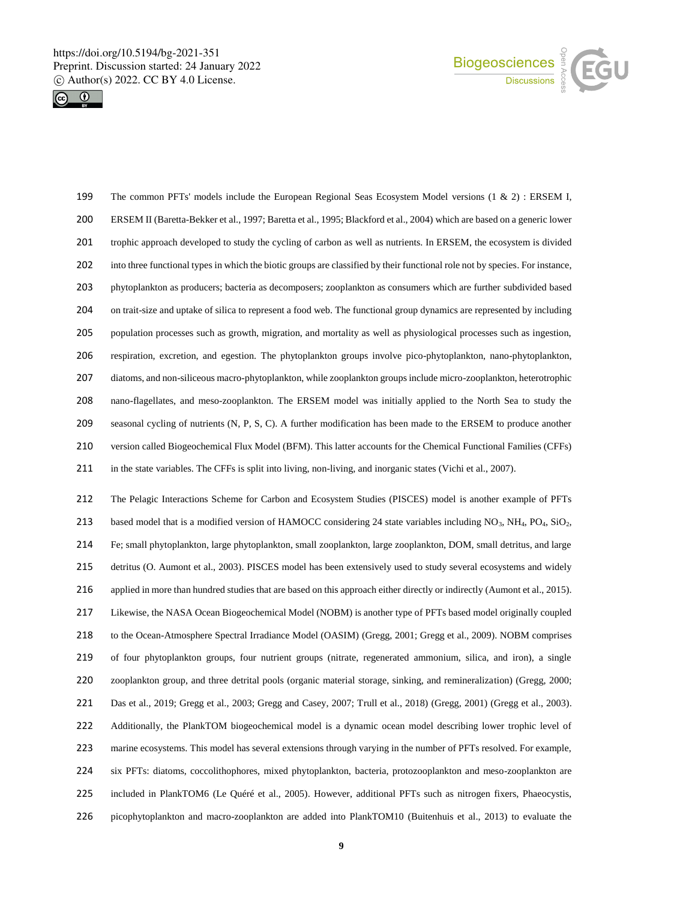The common PFTs' models include the European Regional Seas Ecosystem Model versions (1 & 2) : ERSEM I, ERSEM II (Baretta-Bekker et al., 1997; Baretta et al., 1995; Blackford et al., 2004) which are based on a generic lower trophic approach developed to study the cycling of carbon as well as nutrients. In ERSEM, the ecosystem is divided into three functional types in which the biotic groups are classified by their functional role not by species. For instance, phytoplankton as producers; bacteria as decomposers; zooplankton as consumers which are further subdivided based on trait-size and uptake of silica to represent a food web. The functional group dynamics are represented by including population processes such as growth, migration, and mortality as well as physiological processes such as ingestion, respiration, excretion, and egestion. The phytoplankton groups involve pico-phytoplankton, nano-phytoplankton, diatoms, and non-siliceous macro-phytoplankton, while zooplankton groups include micro-zooplankton, heterotrophic nano-flagellates, and meso-zooplankton. The ERSEM model was initially applied to the North Sea to study the seasonal cycling of nutrients (N, P, S, C). A further modification has been made to the ERSEM to produce another version called Biogeochemical Flux Model (BFM). This latter accounts for the Chemical Functional Families (CFFs) in the state variables. The CFFs is split into living, non-living, and inorganic states (Vichi et al., 2007).

The Pelagic Interactions Scheme for Carbon and Ecosystem Studies (PISCES) model is another example of PFTs based model that is a modified version of HAMOCC considering 24 state variables including $NO_3$, $NH_4$, $PO_4$, $SiO_2$, Fe; small phytoplankton, large phytoplankton, small zooplankton, large zooplankton, DOM, small detritus, and large detritus (O. Aumont et al., 2003). PISCES model has been extensively used to study several ecosystems and widely applied in more than hundred studies that are based on this approach either directly or indirectly (Aumont et al., 2015). Likewise, the NASA Ocean Biogeochemical Model (NOBM) is another type of PFTs based model originally coupled to the Ocean-Atmosphere Spectral Irradiance Model (OASIM) (Gregg, 2001; Gregg et al., 2009). NOBM comprises of four phytoplankton groups, four nutrient groups (nitrate, regenerated ammonium, silica, and iron), a single zooplankton group, and three detrital pools (organic material storage, sinking, and remineralization) (Gregg, 2000; Das et al., 2019; Gregg et al., 2003; Gregg and Casey, 2007; Trull et al., 2018) (Gregg, 2001) (Gregg et al., 2003). Additionally, the PlankTOM biogeochemical model is a dynamic ocean model describing lower trophic level of marine ecosystems. This model has several extensions through varying in the number of PFTs resolved. For example, six PFTs: diatoms, coccolithophores, mixed phytoplankton, bacteria, protozooplankton and meso-zooplankton are included in PlankTOM6 (Le Quéré et al., 2005). However, additional PFTs such as nitrogen fixers, Phaeocystis, picophytoplankton and macro-zooplankton are added into PlankTOM10 (Buitenhuis et al., 2013) to evaluate the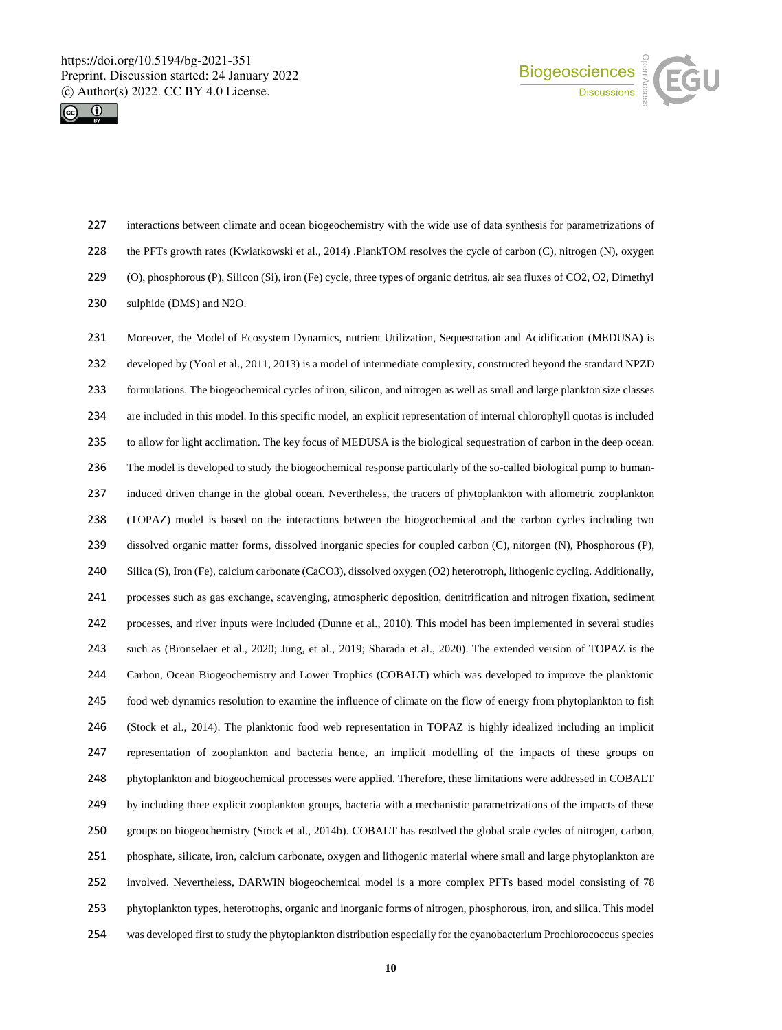interactions between climate and ocean biogeochemistry with the wide use of data synthesis for parametrizations of the PFTs growth rates (Kwiatkowski et al., 2014) .PlankTOM resolves the cycle of carbon (C), nitrogen (N), oxygen (O), phosphorous (P), Silicon (Si), iron (Fe) cycle, three types of organic detritus, air sea fluxes of $CO_2$, $O_2$, Dimethyl sulphide (DMS) and $N_2O$.

Moreover, the Model of Ecosystem Dynamics, nutrient Utilization, Sequestration and Acidification (MEDUSA) is developed by (Yool et al., 2011, 2013) is a model of intermediate complexity, constructed beyond the standard NPZD formulations. The biogeochemical cycles of iron, silicon, and nitrogen as well as small and large plankton size classes are included in this model. In this specific model, an explicit representation of internal chlorophyll quotas is included to allow for light acclimation. The key focus of MEDUSA is the biological sequestration of carbon in the deep ocean. The model is developed to study the biogeochemical response particularly of the so-called biological pump to human-induced driven change in the global ocean. Nevertheless, the tracers of phytoplankton with allometric zooplankton (TOPAZ) model is based on the interactions between the biogeochemical and the carbon cycles including two dissolved organic matter forms, dissolved inorganic species for coupled carbon (C), nitorgen (N), Phosphorous (P), Silica (S), Iron (Fe), calcium carbonate ($CaCO_3$), dissolved oxygen ($O_2$) heterotroph, lithogenic cycling. Additionally, processes such as gas exchange, scavenging, atmospheric deposition, denitrification and nitrogen fixation, sediment processes, and river inputs were included (Dunne et al., 2010). This model has been implemented in several studies such as (Bronselaer et al., 2020; Jung, et al., 2019; Sharada et al., 2020). The extended version of TOPAZ is the Carbon, Ocean Biogeochemistry and Lower Trophics (COBALT) which was developed to improve the planktonic food web dynamics resolution to examine the influence of climate on the flow of energy from phytoplankton to fish (Stock et al., 2014). The planktonic food web representation in TOPAZ is highly idealized including an implicit representation of zooplankton and bacteria hence, an implicit modelling of the impacts of these groups on phytoplankton and biogeochemical processes were applied. Therefore, these limitations were addressed in COBALT by including three explicit zooplankton groups, bacteria with a mechanistic parametrizations of the impacts of these groups on biogeochemistry (Stock et al., 2014b). COBALT has resolved the global scale cycles of nitrogen, carbon, phosphate, silicate, iron, calcium carbonate, oxygen and lithogenic material where small and large phytoplankton are involved. Nevertheless, DARWIN biogeochemical model is a more complex PFTs based model consisting of 78 phytoplankton types, heterotrophs, organic and inorganic forms of nitrogen, phosphorous, iron, and silica. This model was developed first to study the phytoplankton distribution especially for the cyanobacterium Prochlorococcus species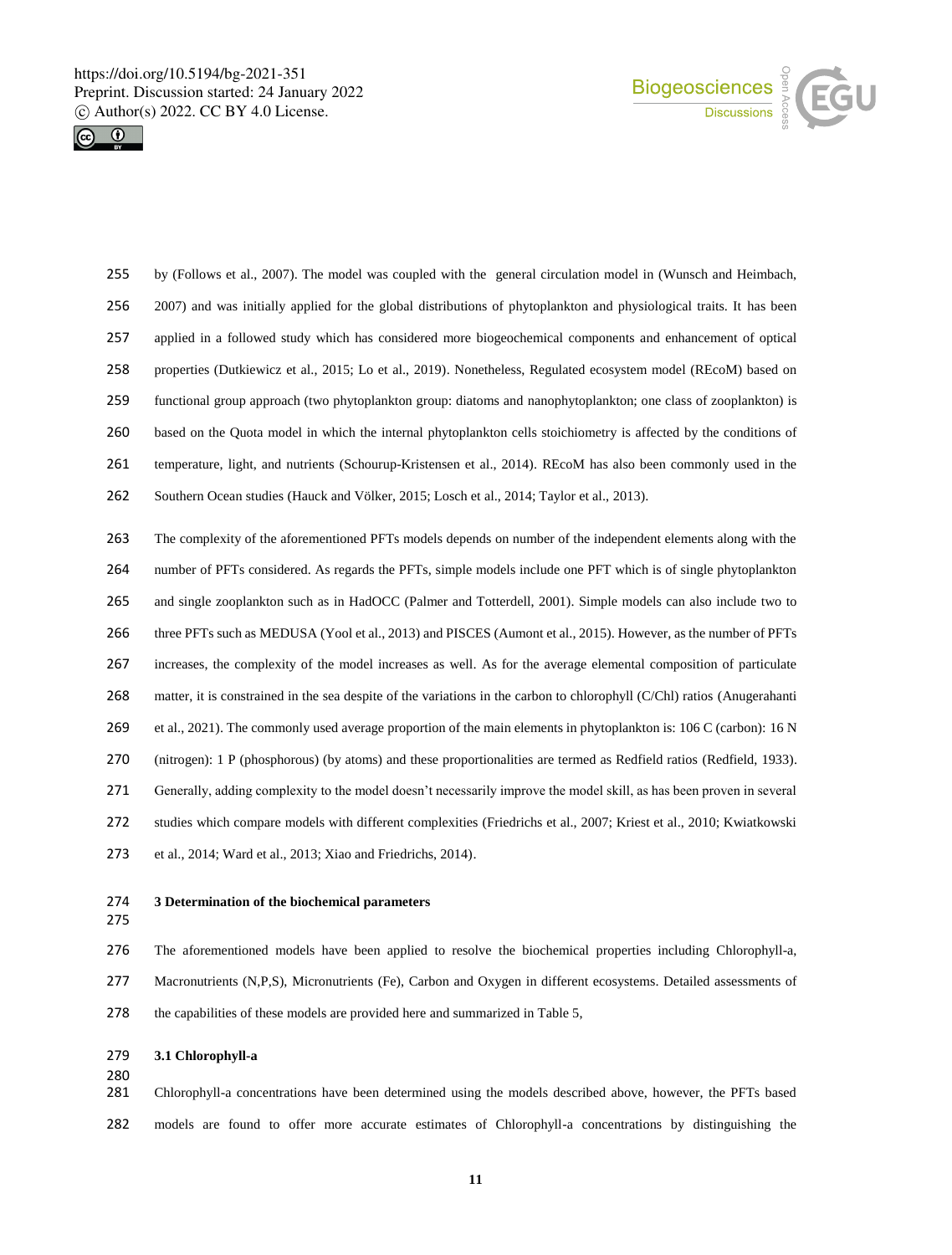by (Follows et al., 2007). The model was coupled with the general circulation model in (Wunsch and Heimbach, 2007) and was initially applied for the global distributions of phytoplankton and physiological traits. It has been applied in a followed study which has considered more biogeochemical components and enhancement of optical properties (Dutkiewicz et al., 2015; Lo et al., 2019). Nonetheless, Regulated ecosystem model (REcoM) based on functional group approach (two phytoplankton group: diatoms and nanophytoplankton; one class of zooplankton) is based on the Quota model in which the internal phytoplankton cells stoichiometry is affected by the conditions of temperature, light, and nutrients (Schourup-Kristensen et al., 2014). REcoM has also been commonly used in the Southern Ocean studies (Hauck and Völker, 2015; Losch et al., 2014; Taylor et al., 2013).

The complexity of the aforementioned PFTs models depends on number of the independent elements along with the number of PFTs considered. As regards the PFTs, simple models include one PFT which is of single phytoplankton and single zooplankton such as in HadOCC (Palmer and Totterdell, 2001). Simple models can also include two to three PFTs such as MEDUSA (Yool et al., 2013) and PISCES (Aumont et al., 2015). However, as the number of PFTs increases, the complexity of the model increases as well. As for the average elemental composition of particulate matter, it is constrained in the sea despite of the variations in the carbon to chlorophyll (C/Chl) ratios (Anugerahanti et al., 2021). The commonly used average proportion of the main elements in phytoplankton is: 106 C (carbon): 16 N (nitrogen): 1 P (phosphorous) (by atoms) and these proportionalities are termed as Redfield ratios (Redfield, 1933). Generally, adding complexity to the model doesn't necessarily improve the model skill, as has been proven in several studies which compare models with different complexities (Friedrichs et al., 2007; Kriest et al., 2010; Kwiatkowski et al., 2014; Ward et al., 2013; Xiao and Friedrichs, 2014).

## 3 Determination of the biochemical parameters

The aforementioned models have been applied to resolve the biochemical properties including Chlorophyll-a, Macronutrients (N,P,S), Micronutrients (Fe), Carbon and Oxygen in different ecosystems. Detailed assessments of the capabilities of these models are provided here and summarized in Table 5,

### 3.1 Chlorophyll-a

Chlorophyll-a concentrations have been determined using the models described above, however, the PFTs based models are found to offer more accurate estimates of Chlorophyll-a concentrations by distinguishing the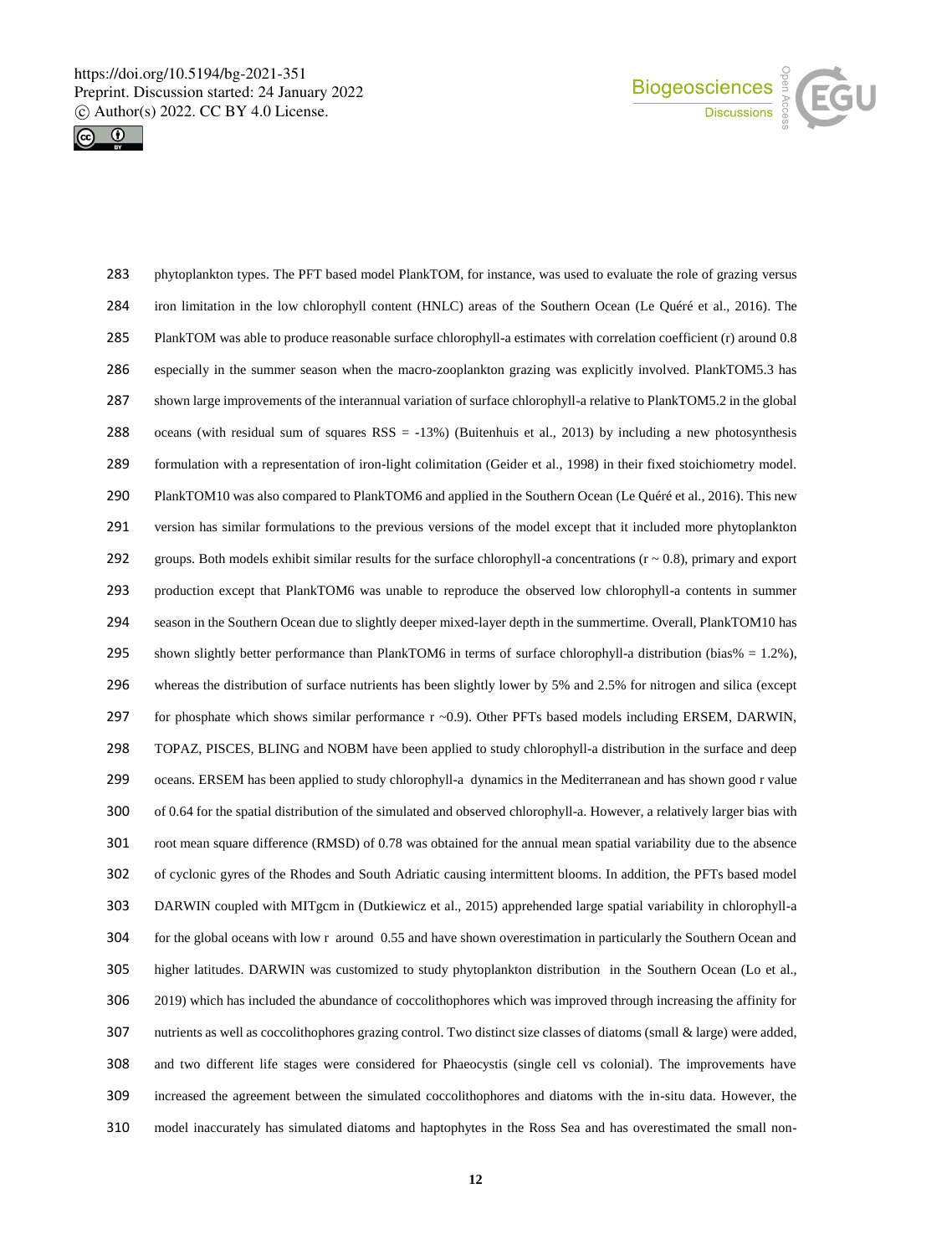phytoplankton types. The PFT based model PlankTOM, for instance, was used to evaluate the role of grazing versus iron limitation in the low chlorophyll content (HNLC) areas of the Southern Ocean (Le Quéré et al., 2016). The PlankTOM was able to produce reasonable surface chlorophyll-a estimates with correlation coefficient (r) around 0.8 especially in the summer season when the macro-zooplankton grazing was explicitly involved. PlankTOM5.3 has shown large improvements of the interannual variation of surface chlorophyll-a relative to PlankTOM5.2 in the global oceans (with residual sum of squares RSS = -13%) (Buitenhuis et al., 2013) by including a new photosynthesis formulation with a representation of iron-light colimitation (Geider et al., 1998) in their fixed stoichiometry model. PlankTOM10 was also compared to PlankTOM6 and applied in the Southern Ocean (Le Quéré et al., 2016). This new version has similar formulations to the previous versions of the model except that it included more phytoplankton groups. Both models exhibit similar results for the surface chlorophyll-a concentrations (r ~ 0.8), primary and export production except that PlankTOM6 was unable to reproduce the observed low chlorophyll-a contents in summer season in the Southern Ocean due to slightly deeper mixed-layer depth in the summertime. Overall, PlankTOM10 has shown slightly better performance than PlankTOM6 in terms of surface chlorophyll-a distribution (bias% = 1.2%), whereas the distribution of surface nutrients has been slightly lower by 5% and 2.5% for nitrogen and silica (except for phosphate which shows similar performance r ~0.9). Other PFTs based models including ERSEM, DARWIN, TOPAZ, PISCES, BLING and NOBM have been applied to study chlorophyll-a distribution in the surface and deep oceans. ERSEM has been applied to study chlorophyll-a dynamics in the Mediterranean and has shown good r value of 0.64 for the spatial distribution of the simulated and observed chlorophyll-a. However, a relatively larger bias with root mean square difference (RMSD) of 0.78 was obtained for the annual mean spatial variability due to the absence of cyclonic gyres of the Rhodes and South Adriatic causing intermittent blooms. In addition, the PFTs based model DARWIN coupled with MITgcm in (Dutkiewicz et al., 2015) apprehended large spatial variability in chlorophyll-a for the global oceans with low r around 0.55 and have shown overestimation in particularly the Southern Ocean and higher latitudes. DARWIN was customized to study phytoplankton distribution in the Southern Ocean (Lo et al., 2019) which has included the abundance of coccolithophores which was improved through increasing the affinity for nutrients as well as coccolithophores grazing control. Two distinct size classes of diatoms (small & large) were added, and two different life stages were considered for Phaeocystis (single cell vs colonial). The improvements have increased the agreement between the simulated coccolithophores and diatoms with the in-situ data. However, the model inaccurately has simulated diatoms and haptophytes in the Ross Sea and has overestimated the small non-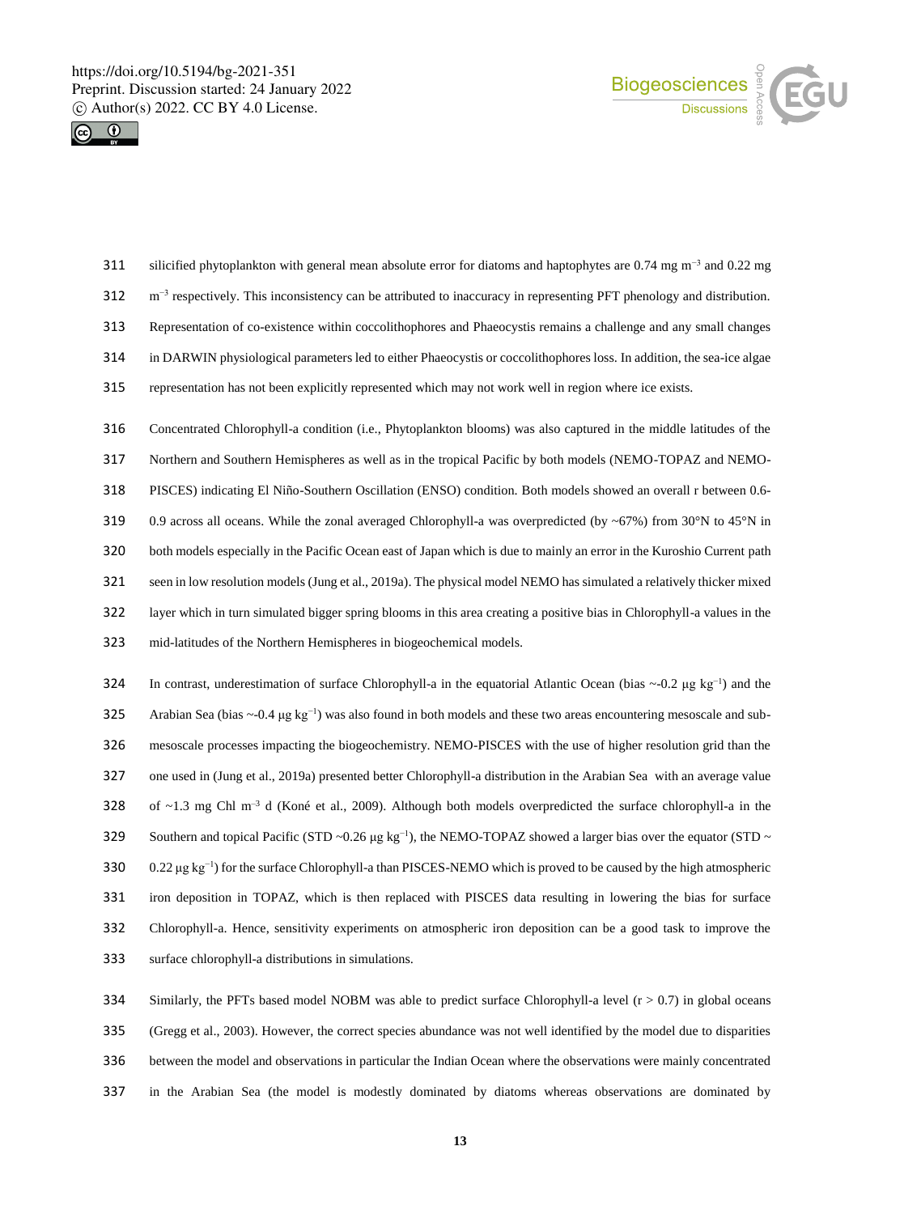silicified phytoplankton with general mean absolute error for diatoms and haptophytes are 0.74 mg $m^{-3}$ and 0.22 mg $m^{-3}$ respectively. This inconsistency can be attributed to inaccuracy in representing PFT phenology and distribution. Representation of co-existence within coccolithophores and Phaeocystis remains a challenge and any small changes in DARWIN physiological parameters led to either Phaeocystis or coccolithophores loss. In addition, the sea-ice algae representation has not been explicitly represented which may not work well in region where ice exists.

Concentrated Chlorophyll-a condition (i.e., Phytoplankton blooms) was also captured in the middle latitudes of the Northern and Southern Hemispheres as well as in the tropical Pacific by both models (NEMO-TOPAZ and NEMO-PISCES) indicating El Niño-Southern Oscillation (ENSO) condition. Both models showed an overall r between 0.6-0.9 across all oceans. While the zonal averaged Chlorophyll-a was overpredicted (by ~67%) from 30°N to 45°N in both models especially in the Pacific Ocean east of Japan which is due to mainly an error in the Kuroshio Current path seen in low resolution models (Jung et al., 2019a). The physical model NEMO has simulated a relatively thicker mixed layer which in turn simulated bigger spring blooms in this area creating a positive bias in Chlorophyll-a values in the mid-latitudes of the Northern Hemispheres in biogeochemical models.

In contrast, underestimation of surface Chlorophyll-a in the equatorial Atlantic Ocean (bias ~-0.2 μg $kg^{-1}$) and the Arabian Sea (bias ~-0.4 μg $kg^{-1}$) was also found in both models and these two areas encountering mesoscale and sub-mesoscale processes impacting the biogeochemistry. NEMO-PISCES with the use of higher resolution grid than the one used in (Jung et al., 2019a) presented better Chlorophyll-a distribution in the Arabian Sea with an average value of ~1.3 mg Chl $m^{-3}$ d (Koné et al., 2009). Although both models overpredicted the surface chlorophyll-a in the Southern and topical Pacific (STD ~0.26 μg $kg^{-1}$), the NEMO-TOPAZ showed a larger bias over the equator (STD ~ 0.22 μg $kg^{-1}$) for the surface Chlorophyll-a than PISCES-NEMO which is proved to be caused by the high atmospheric iron deposition in TOPAZ, which is then replaced with PISCES data resulting in lowering the bias for surface Chlorophyll-a. Hence, sensitivity experiments on atmospheric iron deposition can be a good task to improve the surface chlorophyll-a distributions in simulations.

Similarly, the PFTs based model NOBM was able to predict surface Chlorophyll-a level ($r > 0.7$) in global oceans (Gregg et al., 2003). However, the correct species abundance was not well identified by the model due to disparities between the model and observations in particular the Indian Ocean where the observations were mainly concentrated in the Arabian Sea (the model is modestly dominated by diatoms whereas observations are dominated by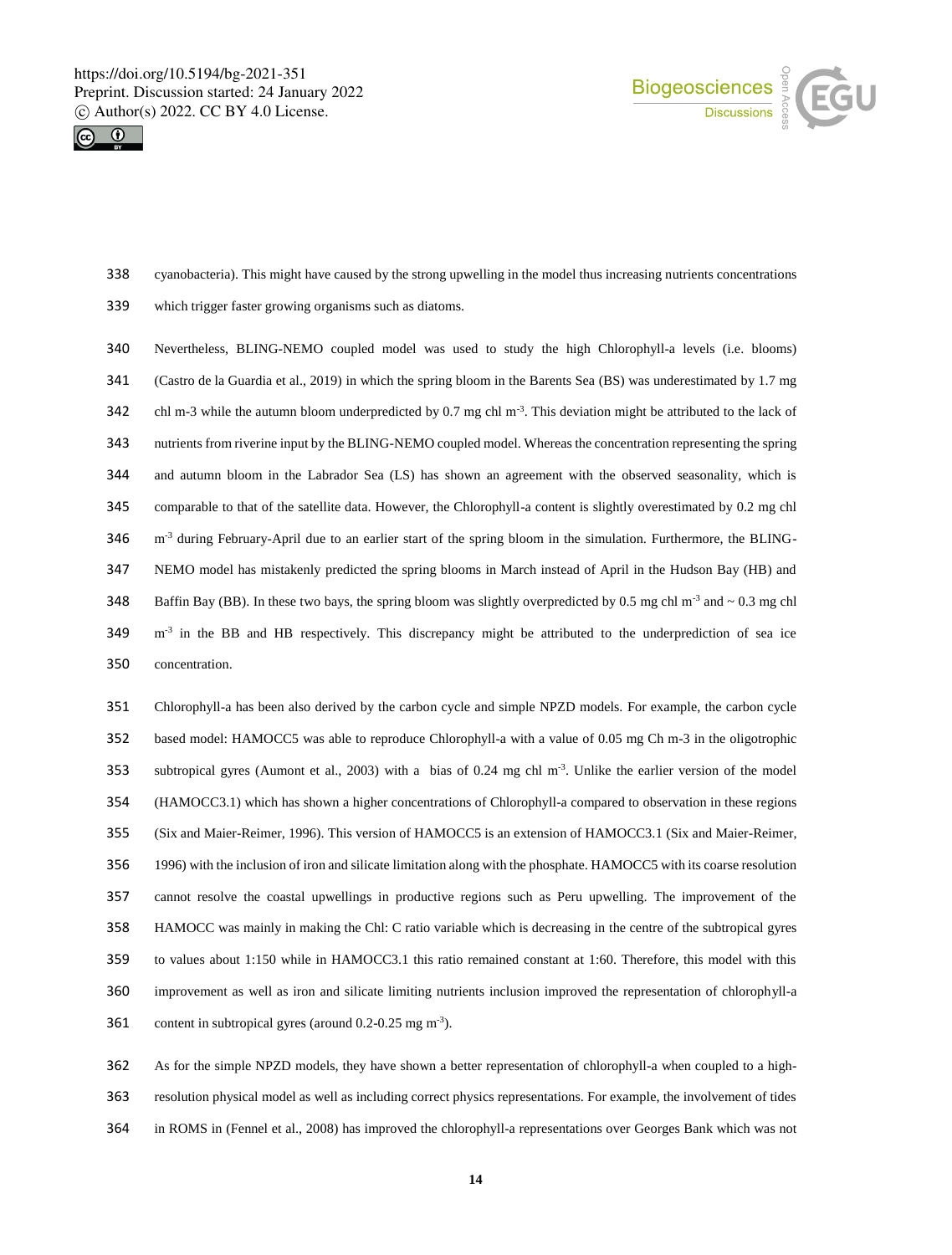cyanobacteria). This might have caused by the strong upwelling in the model thus increasing nutrients concentrations which trigger faster growing organisms such as diatoms.

Nevertheless, BLING-NEMO coupled model was used to study the high Chlorophyll-a levels (i.e. blooms) (Castro de la Guardia et al., 2019) in which the spring bloom in the Barents Sea (BS) was underestimated by 1.7 mg chl m-3 while the autumn bloom underpredicted by 0.7 mg chl $m^{-3}$. This deviation might be attributed to the lack of nutrients from riverine input by the BLING-NEMO coupled model. Whereas the concentration representing the spring and autumn bloom in the Labrador Sea (LS) has shown an agreement with the observed seasonality, which is comparable to that of the satellite data. However, the Chlorophyll-a content is slightly overestimated by 0.2 mg chl $m^{-3}$ during February-April due to an earlier start of the spring bloom in the simulation. Furthermore, the BLING-NEMO model has mistakenly predicted the spring blooms in March instead of April in the Hudson Bay (HB) and Baffin Bay (BB). In these two bays, the spring bloom was slightly overpredicted by 0.5 mg chl $m^{-3}$ and ~ 0.3 mg chl $m^{-3}$ in the BB and HB respectively. This discrepancy might be attributed to the underprediction of sea ice concentration.

Chlorophyll-a has been also derived by the carbon cycle and simple NPZD models. For example, the carbon cycle based model: HAMOCC5 was able to reproduce Chlorophyll-a with a value of 0.05 mg Ch m-3 in the oligotrophic subtropical gyres (Aumont et al., 2003) with a bias of 0.24 mg chl $m^{-3}$. Unlike the earlier version of the model (HAMOCC3.1) which has shown a higher concentrations of Chlorophyll-a compared to observation in these regions (Six and Maier-Reimer, 1996). This version of HAMOCC5 is an extension of HAMOCC3.1 (Six and Maier-Reimer, 1996) with the inclusion of iron and silicate limitation along with the phosphate. HAMOCC5 with its coarse resolution cannot resolve the coastal upwellings in productive regions such as Peru upwelling. The improvement of the HAMOCC was mainly in making the Chl: C ratio variable which is decreasing in the centre of the subtropical gyres to values about 1:150 while in HAMOCC3.1 this ratio remained constant at 1:60. Therefore, this model with this improvement as well as iron and silicate limiting nutrients inclusion improved the representation of chlorophyll-a content in subtropical gyres (around 0.2-0.25 mg $m^{-3}$).

As for the simple NPZD models, they have shown a better representation of chlorophyll-a when coupled to a high-resolution physical model as well as including correct physics representations. For example, the involvement of tides in ROMS in (Fennel et al., 2008) has improved the chlorophyll-a representations over Georges Bank which was not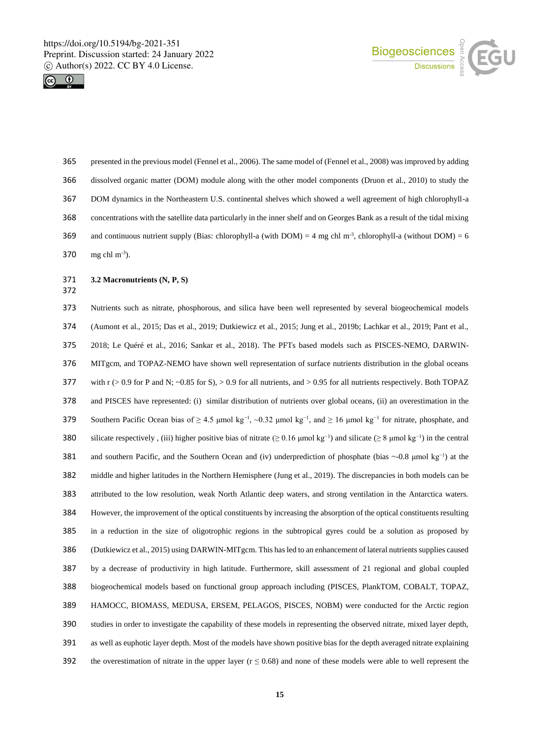presented in the previous model (Fennel et al., 2006). The same model of (Fennel et al., 2008) was improved by adding dissolved organic matter (DOM) module along with the other model components (Druon et al., 2010) to study the DOM dynamics in the Northeastern U.S. continental shelves which showed a well agreement of high chlorophyll-a concentrations with the satellite data particularly in the inner shelf and on Georges Bank as a result of the tidal mixing and continuous nutrient supply (Bias: chlorophyll-a (with DOM) = 4 mg chl $m^{-3}$, chlorophyll-a (without DOM) = 6 mg chl $m^{-3}$).

### 3.2 Macronutrients (N, P, S)

Nutrients such as nitrate, phosphorous, and silica have been well represented by several biogeochemical models (Aumont et al., 2015; Das et al., 2019; Dutkiewicz et al., 2015; Jung et al., 2019b; Lachkar et al., 2019; Pant et al., 2018; Le Quéré et al., 2016; Sankar et al., 2018). The PFTs based models such as PISCES-NEMO, DARWIN-MITgcm, and TOPAZ-NEMO have shown well representation of surface nutrients distribution in the global oceans with r (> 0.9 for P and N; ~0.85 for S), > 0.9 for all nutrients, and > 0.95 for all nutrients respectively. Both TOPAZ and PISCES have represented: (i) similar distribution of nutrients over global oceans, (ii) an overestimation in the Southern Pacific Ocean bias of ≥ 4.5 μmol $kg^{-1}$, ~0.32 μmol $kg^{-1}$, and ≥ 16 μmol $kg^{-1}$ for nitrate, phosphate, and silicate respectively , (iii) higher positive bias of nitrate (≥ 0.16 μmol $kg^{-1}$) and silicate (≥ 8 μmol $kg^{-1}$) in the central and southern Pacific, and the Southern Ocean and (iv) underprediction of phosphate (bias ~-0.8 μmol $kg^{-1}$) at the middle and higher latitudes in the Northern Hemisphere (Jung et al., 2019). The discrepancies in both models can be attributed to the low resolution, weak North Atlantic deep waters, and strong ventilation in the Antarctica waters. However, the improvement of the optical constituents by increasing the absorption of the optical constituents resulting in a reduction in the size of oligotrophic regions in the subtropical gyres could be a solution as proposed by (Dutkiewicz et al., 2015) using DARWIN-MITgcm. This has led to an enhancement of lateral nutrients supplies caused by a decrease of productivity in high latitude. Furthermore, skill assessment of 21 regional and global coupled biogeochemical models based on functional group approach including (PISCES, PlankTOM, COBALT, TOPAZ, HAMOCC, BIOMASS, MEDUSA, ERSEM, PELAGOS, PISCES, NOBM) were conducted for the Arctic region studies in order to investigate the capability of these models in representing the observed nitrate, mixed layer depth, as well as euphotic layer depth. Most of the models have shown positive bias for the depth averaged nitrate explaining the overestimation of nitrate in the upper layer (r ≤ 0.68) and none of these models were able to well represent the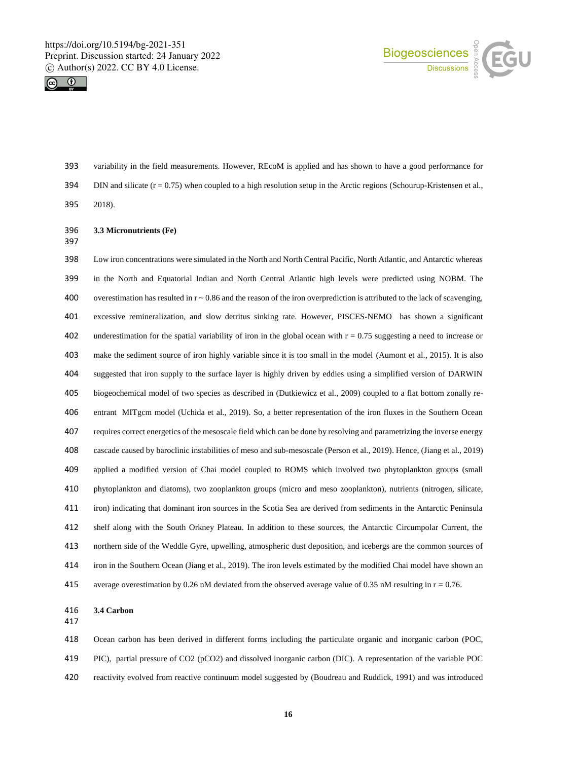variability in the field measurements. However, REcoM is applied and has shown to have a good performance for DIN and silicate ($r = 0.75$) when coupled to a high resolution setup in the Arctic regions (Schourup-Kristensen et al., 2018).

### 3.3 Micronutrients (Fe)

Low iron concentrations were simulated in the North and North Central Pacific, North Atlantic, and Antarctic whereas in the North and Equatorial Indian and North Central Atlantic high levels were predicted using NOBM. The overestimation has resulted in $r \sim 0.86$ and the reason of the iron overprediction is attributed to the lack of scavenging, excessive remineralization, and slow detritus sinking rate. However, PISCES-NEMO has shown a significant underestimation for the spatial variability of iron in the global ocean with $r = 0.75$ suggesting a need to increase or make the sediment source of iron highly variable since it is too small in the model (Aumont et al., 2015). It is also suggested that iron supply to the surface layer is highly driven by eddies using a simplified version of DARWIN biogeochemical model of two species as described in (Dutkiewicz et al., 2009) coupled to a flat bottom zonally re-entrant MITgcm model (Uchida et al., 2019). So, a better representation of the iron fluxes in the Southern Ocean requires correct energetics of the mesoscale field which can be done by resolving and parametrizing the inverse energy cascade caused by baroclinic instabilities of meso and sub-mesoscale (Person et al., 2019). Hence, (Jiang et al., 2019) applied a modified version of Chai model coupled to ROMS which involved two phytoplankton groups (small phytoplankton and diatoms), two zooplankton groups (micro and meso zooplankton), nutrients (nitrogen, silicate, iron) indicating that dominant iron sources in the Scotia Sea are derived from sediments in the Antarctic Peninsula shelf along with the South Orkney Plateau. In addition to these sources, the Antarctic Circumpolar Current, the northern side of the Weddle Gyre, upwelling, atmospheric dust deposition, and icebergs are the common sources of iron in the Southern Ocean (Jiang et al., 2019). The iron levels estimated by the modified Chai model have shown an average overestimation by 0.26 nM deviated from the observed average value of 0.35 nM resulting in $r = 0.76$.

### 3.4 Carbon

Ocean carbon has been derived in different forms including the particulate organic and inorganic carbon (POC, PIC), partial pressure of $CO_2$ ($pCO_2$) and dissolved inorganic carbon (DIC). A representation of the variable POC reactivity evolved from reactive continuum model suggested by (Boudreau and Ruddick, 1991) and was introduced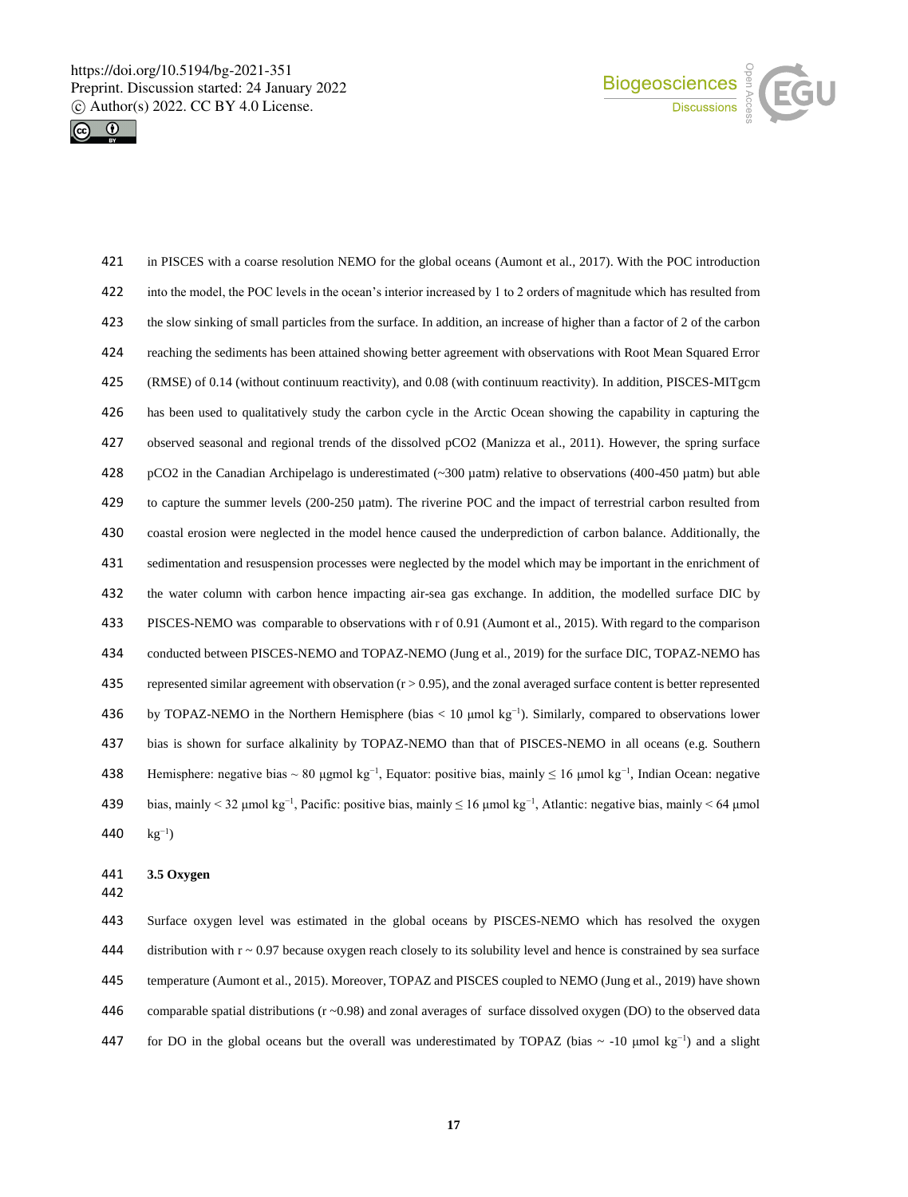in PISCES with a coarse resolution NEMO for the global oceans (Aumont et al., 2017). With the POC introduction into the model, the POC levels in the ocean's interior increased by 1 to 2 orders of magnitude which has resulted from the slow sinking of small particles from the surface. In addition, an increase of higher than a factor of 2 of the carbon reaching the sediments has been attained showing better agreement with observations with Root Mean Squared Error (RMSE) of 0.14 (without continuum reactivity), and 0.08 (with continuum reactivity). In addition, PISCES-MITgcm has been used to qualitatively study the carbon cycle in the Arctic Ocean showing the capability in capturing the observed seasonal and regional trends of the dissolved pCO2 (Manizza et al., 2011). However, the spring surface pCO2 in the Canadian Archipelago is underestimated (~300 µatm) relative to observations (400-450 µatm) but able to capture the summer levels (200-250 µatm). The riverine POC and the impact of terrestrial carbon resulted from coastal erosion were neglected in the model hence caused the underprediction of carbon balance. Additionally, the sedimentation and resuspension processes were neglected by the model which may be important in the enrichment of the water column with carbon hence impacting air-sea gas exchange. In addition, the modelled surface DIC by PISCES-NEMO was comparable to observations with r of 0.91 (Aumont et al., 2015). With regard to the comparison conducted between PISCES-NEMO and TOPAZ-NEMO (Jung et al., 2019) for the surface DIC, TOPAZ-NEMO has represented similar agreement with observation ($r > 0.95$), and the zonal averaged surface content is better represented by TOPAZ-NEMO in the Northern Hemisphere (bias < 10 µmol $kg^{-1}$). Similarly, compared to observations lower bias is shown for surface alkalinity by TOPAZ-NEMO than that of PISCES-NEMO in all oceans (e.g. Southern Hemisphere: negative bias ~ 80 µgmol $kg^{-1}$, Equator: positive bias, mainly ≤ 16 µmol $kg^{-1}$, Indian Ocean: negative bias, mainly < 32 µmol $kg^{-1}$, Pacific: positive bias, mainly ≤ 16 µmol $kg^{-1}$, Atlantic: negative bias, mainly < 64 µmol $kg^{-1}$)

### 3.5 Oxygen

Surface oxygen level was estimated in the global oceans by PISCES-NEMO which has resolved the oxygen distribution with r ~ 0.97 because oxygen reach closely to its solubility level and hence is constrained by sea surface temperature (Aumont et al., 2015). Moreover, TOPAZ and PISCES coupled to NEMO (Jung et al., 2019) have shown comparable spatial distributions (r ~0.98) and zonal averages of surface dissolved oxygen (DO) to the observed data for DO in the global oceans but the overall was underestimated by TOPAZ (bias ~ -10 µmol $kg^{-1}$) and a slight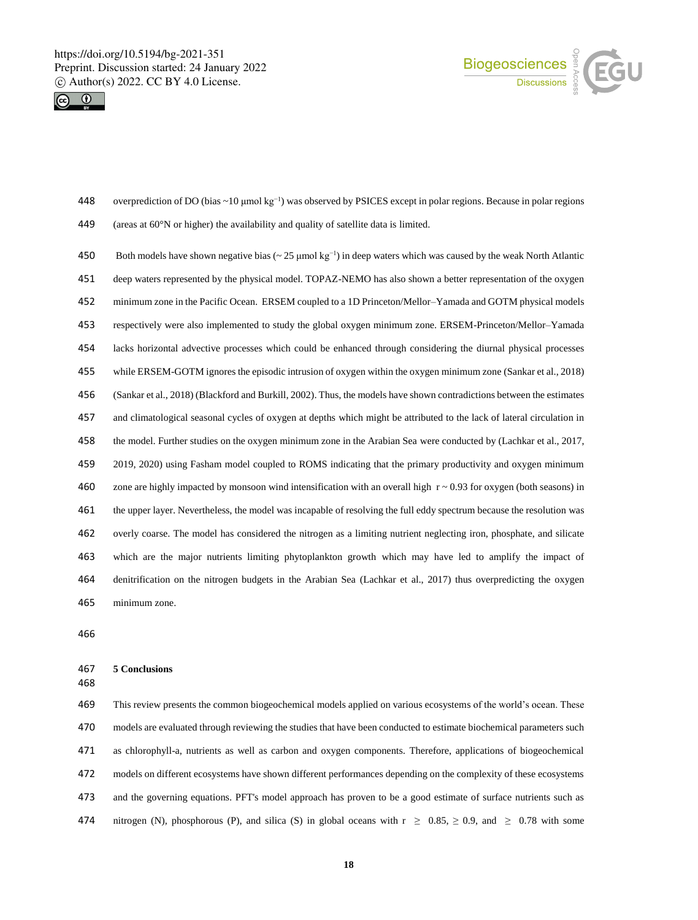overprediction of DO (bias ~10 μmol kg$^{-1}$) was observed by PSICES except in polar regions. Because in polar regions (areas at 60°N or higher) the availability and quality of satellite data is limited.

Both models have shown negative bias (~ 25 μmol kg$^{-1}$) in deep waters which was caused by the weak North Atlantic deep waters represented by the physical model. TOPAZ-NEMO has also shown a better representation of the oxygen minimum zone in the Pacific Ocean. ERSEM coupled to a 1D Princeton/Mellor–Yamada and GOTM physical models respectively were also implemented to study the global oxygen minimum zone. ERSEM-Princeton/Mellor–Yamada lacks horizontal advective processes which could be enhanced through considering the diurnal physical processes while ERSEM-GOTM ignores the episodic intrusion of oxygen within the oxygen minimum zone (Sankar et al., 2018) (Sankar et al., 2018) (Blackford and Burkill, 2002). Thus, the models have shown contradictions between the estimates and climatological seasonal cycles of oxygen at depths which might be attributed to the lack of lateral circulation in the model. Further studies on the oxygen minimum zone in the Arabian Sea were conducted by (Lachkar et al., 2017, 2019, 2020) using Fasham model coupled to ROMS indicating that the primary productivity and oxygen minimum zone are highly impacted by monsoon wind intensification with an overall high r ~ 0.93 for oxygen (both seasons) in the upper layer. Nevertheless, the model was incapable of resolving the full eddy spectrum because the resolution was overly coarse. The model has considered the nitrogen as a limiting nutrient neglecting iron, phosphate, and silicate which are the major nutrients limiting phytoplankton growth which may have led to amplify the impact of denitrification on the nitrogen budgets in the Arabian Sea (Lachkar et al., 2017) thus overpredicting the oxygen minimum zone.

## 5 Conclusions

This review presents the common biogeochemical models applied on various ecosystems of the world's ocean. These models are evaluated through reviewing the studies that have been conducted to estimate biochemical parameters such as chlorophyll-a, nutrients as well as carbon and oxygen components. Therefore, applications of biogeochemical models on different ecosystems have shown different performances depending on the complexity of these ecosystems and the governing equations. PFT's model approach has proven to be a good estimate of surface nutrients such as nitrogen (N), phosphorous (P), and silica (S) in global oceans with $r \geq 0.85$, $\geq 0.9$, and $\geq 0.78$ with some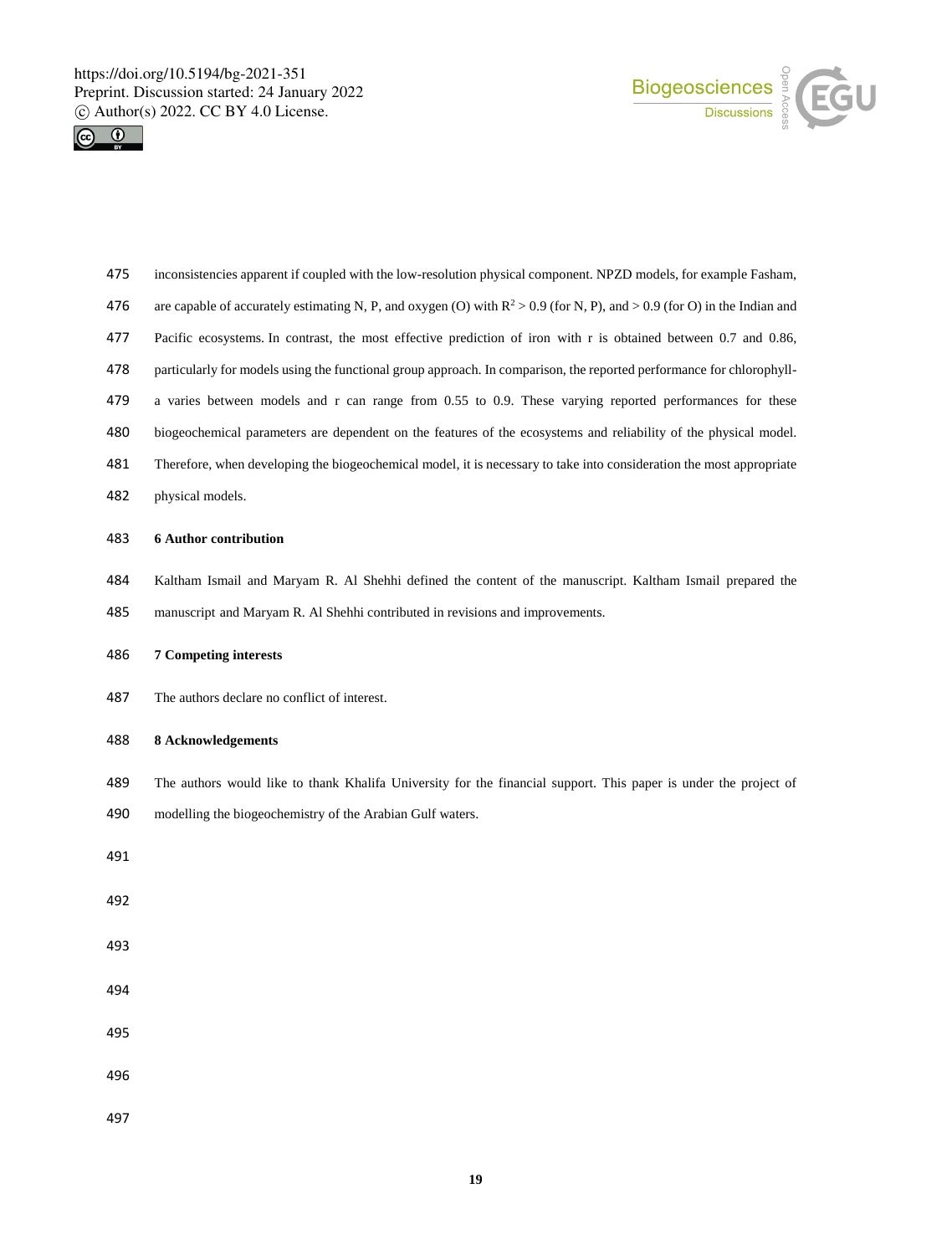inconsistencies apparent if coupled with the low-resolution physical component. NPZD models, for example Fasham, are capable of accurately estimating N, P, and oxygen (O) with $R^2 > 0.9$ (for N, P), and $> 0.9$ (for O) in the Indian and Pacific ecosystems. In contrast, the most effective prediction of iron with r is obtained between 0.7 and 0.86, particularly for models using the functional group approach. In comparison, the reported performance for chlorophyll-a varies between models and r can range from 0.55 to 0.9. These varying reported performances for these biogeochemical parameters are dependent on the features of the ecosystems and reliability of the physical model. Therefore, when developing the biogeochemical model, it is necessary to take into consideration the most appropriate physical models.

## 6 Author contribution

Kaltham Ismail and Maryam R. Al Shehhi defined the content of the manuscript. Kaltham Ismail prepared the manuscript and Maryam R. Al Shehhi contributed in revisions and improvements.

## 7 Competing interests

The authors declare no conflict of interest.

## 8 Acknowledgements

The authors would like to thank Khalifa University for the financial support. This paper is under the project of modelling the biogeochemistry of the Arabian Gulf waters.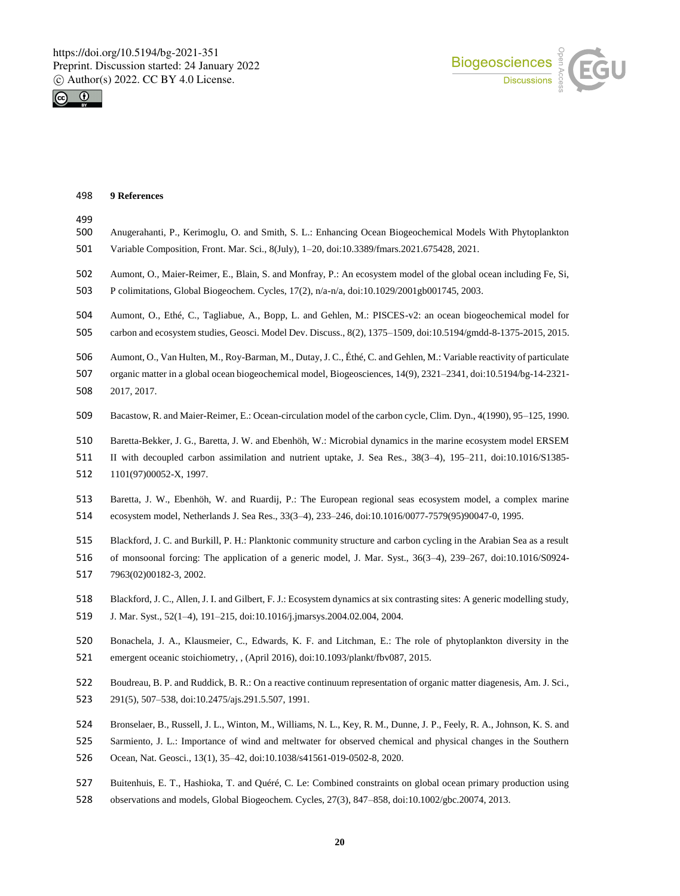## 9 References

Anugerahanti, P., Kerimoglu, O. and Smith, S. L.: Enhancing Ocean Biogeochemical Models With Phytoplankton Variable Composition, Front. Mar. Sci., 8(July), 1–20, doi:10.3389/fmars.2021.675428, 2021.

Aumont, O., Maier-Reimer, E., Blain, S. and Monfray, P.: An ecosystem model of the global ocean including Fe, Si, P colimitations, Global Biogeochem. Cycles, 17(2), n/a-n/a, doi:10.1029/2001gb001745, 2003.

Aumont, O., Ethé, C., Tagliabue, A., Bopp, L. and Gehlen, M.: PISCES-v2: an ocean biogeochemical model for carbon and ecosystem studies, Geosci. Model Dev. Discuss., 8(2), 1375–1509, doi:10.5194/gmdd-8-1375-2015, 2015.

Aumont, O., Van Hulten, M., Roy-Barman, M., Dutay, J. C., Éthé, C. and Gehlen, M.: Variable reactivity of particulate organic matter in a global ocean biogeochemical model, Biogeosciences, 14(9), 2321–2341, doi:10.5194/bg-14-2321-2017, 2017.

Bacastow, R. and Maier-Reimer, E.: Ocean-circulation model of the carbon cycle, Clim. Dyn., 4(1990), 95–125, 1990.

Baretta-Bekker, J. G., Baretta, J. W. and Ebenhöh, W.: Microbial dynamics in the marine ecosystem model ERSEM II with decoupled carbon assimilation and nutrient uptake, J. Sea Res., 38(3–4), 195–211, doi:10.1016/S1385-1101(97)00052-X, 1997.

Baretta, J. W., Ebenhöh, W. and Ruardij, P.: The European regional seas ecosystem model, a complex marine ecosystem model, Netherlands J. Sea Res., 33(3–4), 233–246, doi:10.1016/0077-7579(95)90047-0, 1995.

Blackford, J. C. and Burkill, P. H.: Planktonic community structure and carbon cycling in the Arabian Sea as a result of monsoonal forcing: The application of a generic model, J. Mar. Syst., 36(3–4), 239–267, doi:10.1016/S0924-7963(02)00182-3, 2002.

Blackford, J. C., Allen, J. I. and Gilbert, F. J.: Ecosystem dynamics at six contrasting sites: A generic modelling study, J. Mar. Syst., 52(1–4), 191–215, doi:10.1016/j.jmarsys.2004.02.004, 2004.

Bonachela, J. A., Klausmeier, C., Edwards, K. F. and Litchman, E.: The role of phytoplankton diversity in the emergent oceanic stoichiometry, , (April 2016), doi:10.1093/plankt/fbv087, 2015.

Boudreau, B. P. and Ruddick, B. R.: On a reactive continuum representation of organic matter diagenesis, Am. J. Sci., 291(5), 507–538, doi:10.2475/ajs.291.5.507, 1991.

Bronselaer, B., Russell, J. L., Winton, M., Williams, N. L., Key, R. M., Dunne, J. P., Feely, R. A., Johnson, K. S. and Sarmiento, J. L.: Importance of wind and meltwater for observed chemical and physical changes in the Southern Ocean, Nat. Geosci., 13(1), 35–42, doi:10.1038/s41561-019-0502-8, 2020.

Buitenhuis, E. T., Hashioka, T. and Quéré, C. Le: Combined constraints on global ocean primary production using observations and models, Global Biogeochem. Cycles, 27(3), 847–858, doi:10.1002/gbc.20074, 2013.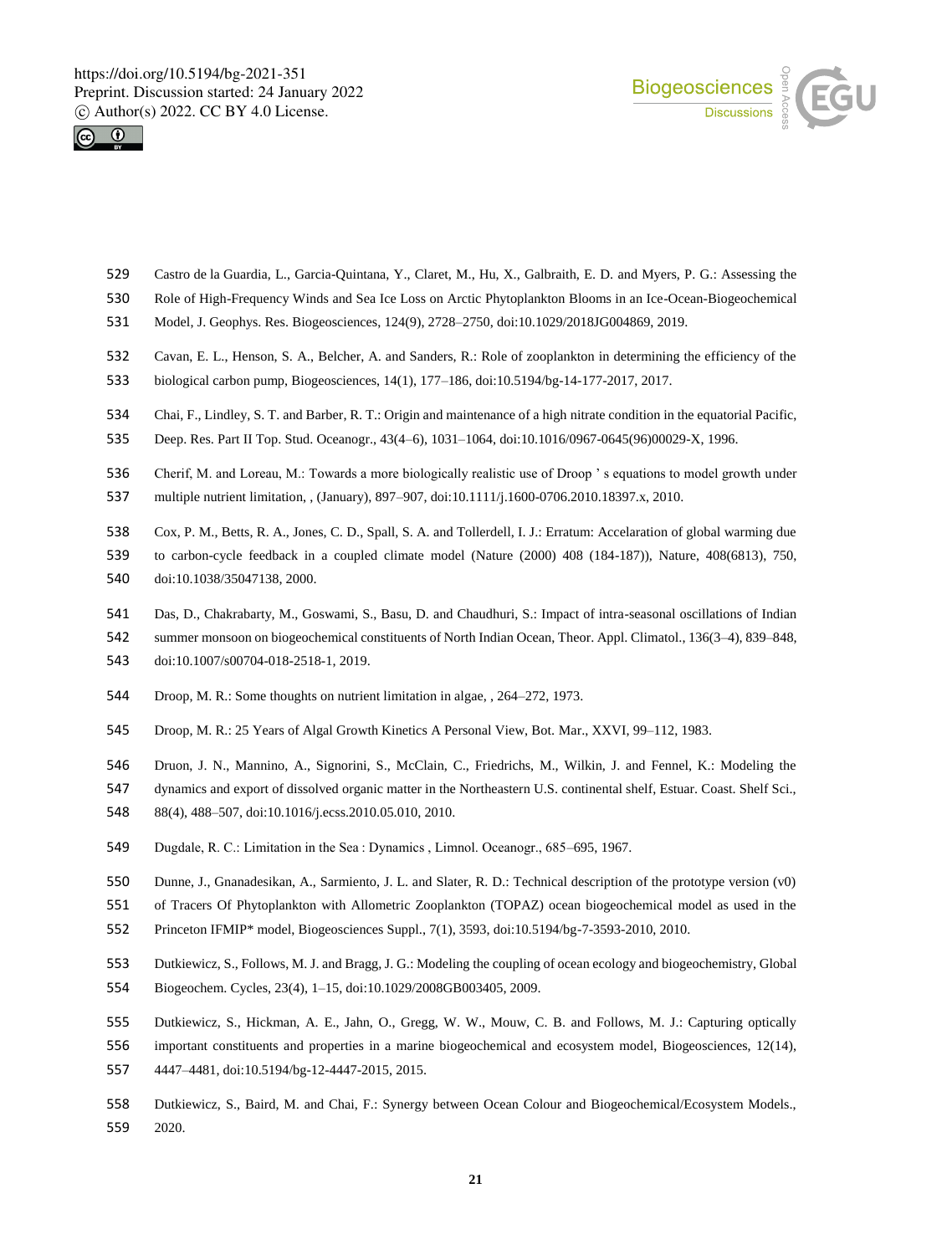Castro de la Guardia, L., Garcia-Quintana, Y., Claret, M., Hu, X., Galbraith, E. D. and Myers, P. G.: Assessing the Role of High-Frequency Winds and Sea Ice Loss on Arctic Phytoplankton Blooms in an Ice-Ocean-Biogeochemical Model, J. Geophys. Res. Biogeosciences, 124(9), 2728–2750, doi:10.1029/2018JG004869, 2019.

Cavan, E. L., Henson, S. A., Belcher, A. and Sanders, R.: Role of zooplankton in determining the efficiency of the biological carbon pump, Biogeosciences, 14(1), 177–186, doi:10.5194/bg-14-177-2017, 2017.

Chai, F., Lindley, S. T. and Barber, R. T.: Origin and maintenance of a high nitrate condition in the equatorial Pacific, Deep. Res. Part II Top. Stud. Oceanogr., 43(4–6), 1031–1064, doi:10.1016/0967-0645(96)00029-X, 1996.

Cherif, M. and Loreau, M.: Towards a more biologically realistic use of Droop ' s equations to model growth under multiple nutrient limitation, , (January), 897–907, doi:10.1111/j.1600-0706.2010.18397.x, 2010.

Cox, P. M., Betts, R. A., Jones, C. D., Spall, S. A. and Tollerdell, I. J.: Erratum: Accelaration of global warming due to carbon-cycle feedback in a coupled climate model (Nature (2000) 408 (184-187)), Nature, 408(6813), 750, doi:10.1038/35047138, 2000.

Das, D., Chakrabarty, M., Goswami, S., Basu, D. and Chaudhuri, S.: Impact of intra-seasonal oscillations of Indian summer monsoon on biogeochemical constituents of North Indian Ocean, Theor. Appl. Climatol., 136(3–4), 839–848, doi:10.1007/s00704-018-2518-1, 2019.

Droop, M. R.: Some thoughts on nutrient limitation in algae, , 264–272, 1973.

Droop, M. R.: 25 Years of Algal Growth Kinetics A Personal View, Bot. Mar., XXVI, 99–112, 1983.

Druon, J. N., Mannino, A., Signorini, S., McClain, C., Friedrichs, M., Wilkin, J. and Fennel, K.: Modeling the dynamics and export of dissolved organic matter in the Northeastern U.S. continental shelf, Estuar. Coast. Shelf Sci., 88(4), 488–507, doi:10.1016/j.ecss.2010.05.010, 2010.

Dugdale, R. C.: Limitation in the Sea : Dynamics , Limnol. Oceanogr., 685–695, 1967.

Dunne, J., Gnanadesikan, A., Sarmiento, J. L. and Slater, R. D.: Technical description of the prototype version (v0) of Tracers Of Phytoplankton with Allometric Zooplankton (TOPAZ) ocean biogeochemical model as used in the Princeton IFMIP* model, Biogeosciences Suppl., 7(1), 3593, doi:10.5194/bg-7-3593-2010, 2010.

Dutkiewicz, S., Follows, M. J. and Bragg, J. G.: Modeling the coupling of ocean ecology and biogeochemistry, Global Biogeochem. Cycles, 23(4), 1–15, doi:10.1029/2008GB003405, 2009.

Dutkiewicz, S., Hickman, A. E., Jahn, O., Gregg, W. W., Mouw, C. B. and Follows, M. J.: Capturing optically important constituents and properties in a marine biogeochemical and ecosystem model, Biogeosciences, 12(14), 4447–4481, doi:10.5194/bg-12-4447-2015, 2015.

Dutkiewicz, S., Baird, M. and Chai, F.: Synergy between Ocean Colour and Biogeochemical/Ecosystem Models., 2020.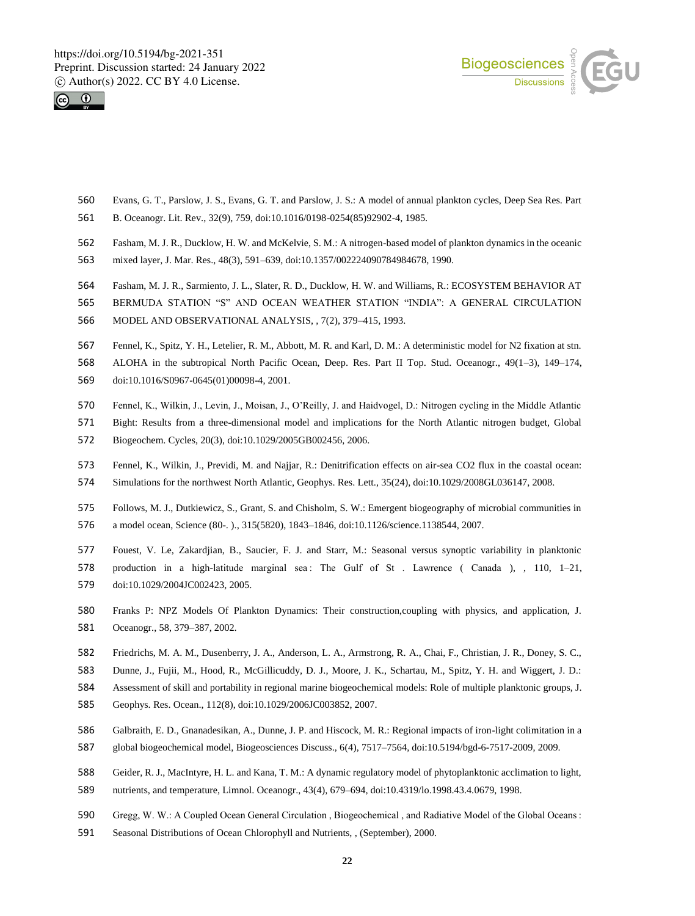560 Evans, G. T., Parslow, J. S., Evans, G. T. and Parslow, J. S.: A model of annual plankton cycles, Deep Sea Res. Part
561 B. Oceanogr. Lit. Rev., 32(9), 759, doi:10.1016/0198-0254(85)92902-4, 1985.

562 Fasham, M. J. R., Ducklow, H. W. and McKelvie, S. M.: A nitrogen-based model of plankton dynamics in the oceanic
563 mixed layer, J. Mar. Res., 48(3), 591–639, doi:10.1357/002224090784984678, 1990.

564 Fasham, M. J. R., Sarmiento, J. L., Slater, R. D., Ducklow, H. W. and Williams, R.: ECOSYSTEM BEHAVIOR AT
565 BERMUDA STATION "S" AND OCEAN WEATHER STATION "INDIA": A GENERAL CIRCULATION
566 MODEL AND OBSERVATIONAL ANALYSIS, , 7(2), 379–415, 1993.

567 Fennel, K., Spitz, Y. H., Letelier, R. M., Abbott, M. R. and Karl, D. M.: A deterministic model for N2 fixation at stn.
568 ALOHA in the subtropical North Pacific Ocean, Deep. Res. Part II Top. Stud. Oceanogr., 49(1–3), 149–174,
569 doi:10.1016/S0967-0645(01)00098-4, 2001.

570 Fennel, K., Wilkin, J., Levin, J., Moisan, J., O'Reilly, J. and Haidvogel, D.: Nitrogen cycling in the Middle Atlantic
571 Bight: Results from a three-dimensional model and implications for the North Atlantic nitrogen budget, Global
572 Biogeochem. Cycles, 20(3), doi:10.1029/2005GB002456, 2006.

573 Fennel, K., Wilkin, J., Previdi, M. and Najjar, R.: Denitrification effects on air-sea CO2 flux in the coastal ocean:
574 Simulations for the northwest North Atlantic, Geophys. Res. Lett., 35(24), doi:10.1029/2008GL036147, 2008.

575 Follows, M. J., Dutkiewicz, S., Grant, S. and Chisholm, S. W.: Emergent biogeography of microbial communities in
576 a model ocean, Science (80-. )., 315(5820), 1843–1846, doi:10.1126/science.1138544, 2007.

577 Fouest, V. Le, Zakardjian, B., Saucier, F. J. and Starr, M.: Seasonal versus synoptic variability in planktonic
578 production in a high-latitude marginal sea : The Gulf of St . Lawrence ( Canada ), , 110, 1–21,
579 doi:10.1029/2004JC002423, 2005.

580 Franks P: NPZ Models Of Plankton Dynamics: Their construction,coupling with physics, and application, J.
581 Oceanogr., 58, 379–387, 2002.

582 Friedrichs, M. A. M., Dusenberry, J. A., Anderson, L. A., Armstrong, R. A., Chai, F., Christian, J. R., Doney, S. C.,
583 Dunne, J., Fujii, M., Hood, R., McGillicuddy, D. J., Moore, J. K., Schartau, M., Spitz, Y. H. and Wiggert, J. D.:
584 Assessment of skill and portability in regional marine biogeochemical models: Role of multiple planktonic groups, J.
585 Geophys. Res. Ocean., 112(8), doi:10.1029/2006JC003852, 2007.

586 Galbraith, E. D., Gnanadesikan, A., Dunne, J. P. and Hiscock, M. R.: Regional impacts of iron-light colimitation in a
587 global biogeochemical model, Biogeosciences Discuss., 6(4), 7517–7564, doi:10.5194/bgd-6-7517-2009, 2009.

588 Geider, R. J., MacIntyre, H. L. and Kana, T. M.: A dynamic regulatory model of phytoplanktonic acclimation to light,
589 nutrients, and temperature, Limnol. Oceanogr., 43(4), 679–694, doi:10.4319/lo.1998.43.4.0679, 1998.

590 Gregg, W. W.: A Coupled Ocean General Circulation , Biogeochemical , and Radiative Model of the Global Oceans :
591 Seasonal Distributions of Ocean Chlorophyll and Nutrients, , (September), 2000.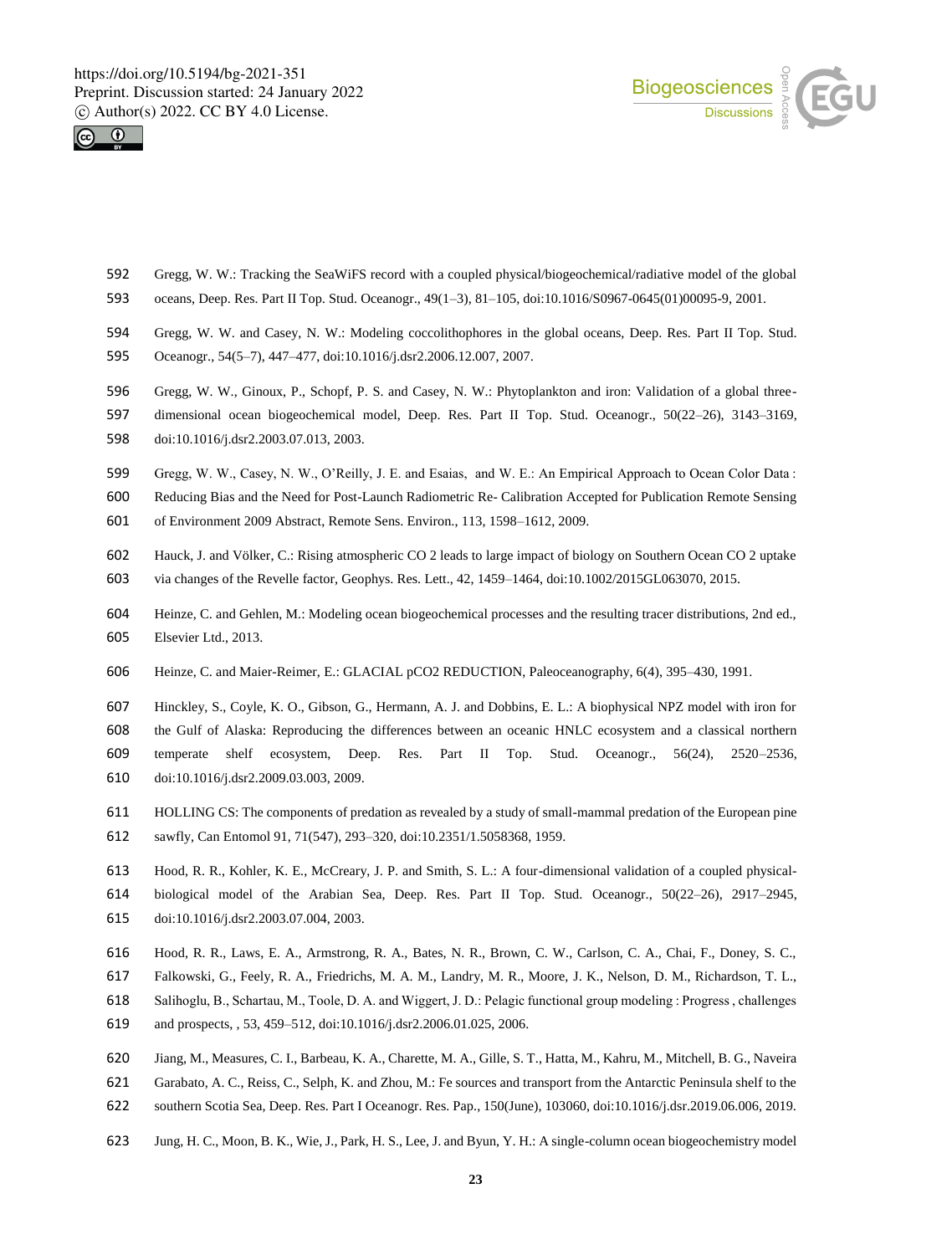Gregg, W. W.: Tracking the SeaWiFS record with a coupled physical/biogeochemical/radiative model of the global oceans, Deep. Res. Part II Top. Stud. Oceanogr., 49(1–3), 81–105, doi:10.1016/S0967-0645(01)00095-9, 2001.

Gregg, W. W. and Casey, N. W.: Modeling coccolithophores in the global oceans, Deep. Res. Part II Top. Stud. Oceanogr., 54(5–7), 447–477, doi:10.1016/j.dsr2.2006.12.007, 2007.

Gregg, W. W., Ginoux, P., Schopf, P. S. and Casey, N. W.: Phytoplankton and iron: Validation of a global three-dimensional ocean biogeochemical model, Deep. Res. Part II Top. Stud. Oceanogr., 50(22–26), 3143–3169, doi:10.1016/j.dsr2.2003.07.013, 2003.

Gregg, W. W., Casey, N. W., O'Reilly, J. E. and Esaias, and W. E.: An Empirical Approach to Ocean Color Data : Reducing Bias and the Need for Post-Launch Radiometric Re- Calibration Accepted for Publication Remote Sensing of Environment 2009 Abstract, Remote Sens. Environ., 113, 1598–1612, 2009.

Hauck, J. and Völker, C.: Rising atmospheric CO 2 leads to large impact of biology on Southern Ocean CO 2 uptake via changes of the Revelle factor, Geophys. Res. Lett., 42, 1459–1464, doi:10.1002/2015GL063070, 2015.

Heinze, C. and Gehlen, M.: Modeling ocean biogeochemical processes and the resulting tracer distributions, 2nd ed., Elsevier Ltd., 2013.

Heinze, C. and Maier-Reimer, E.: GLACIAL pCO2 REDUCTION, Paleoceanography, 6(4), 395–430, 1991.

Hinckley, S., Coyle, K. O., Gibson, G., Hermann, A. J. and Dobbins, E. L.: A biophysical NPZ model with iron for the Gulf of Alaska: Reproducing the differences between an oceanic HNLC ecosystem and a classical northern temperate shelf ecosystem, Deep. Res. Part II Top. Stud. Oceanogr., 56(24), 2520–2536, doi:10.1016/j.dsr2.2009.03.003, 2009.

HOLLING CS: The components of predation as revealed by a study of small-mammal predation of the European pine sawfly, Can Entomol 91, 71(547), 293–320, doi:10.2351/1.5058368, 1959.

Hood, R. R., Kohler, K. E., McCreary, J. P. and Smith, S. L.: A four-dimensional validation of a coupled physical-biological model of the Arabian Sea, Deep. Res. Part II Top. Stud. Oceanogr., 50(22–26), 2917–2945, doi:10.1016/j.dsr2.2003.07.004, 2003.

Hood, R. R., Laws, E. A., Armstrong, R. A., Bates, N. R., Brown, C. W., Carlson, C. A., Chai, F., Doney, S. C., Falkowski, G., Feely, R. A., Friedrichs, M. A. M., Landry, M. R., Moore, J. K., Nelson, D. M., Richardson, T. L., Salihoglu, B., Schartau, M., Toole, D. A. and Wiggert, J. D.: Pelagic functional group modeling : Progress , challenges and prospects, , 53, 459–512, doi:10.1016/j.dsr2.2006.01.025, 2006.

Jiang, M., Measures, C. I., Barbeau, K. A., Charette, M. A., Gille, S. T., Hatta, M., Kahru, M., Mitchell, B. G., Naveira Garabato, A. C., Reiss, C., Selph, K. and Zhou, M.: Fe sources and transport from the Antarctic Peninsula shelf to the southern Scotia Sea, Deep. Res. Part I Oceanogr. Res. Pap., 150(June), 103060, doi:10.1016/j.dsr.2019.06.006, 2019.

Jung, H. C., Moon, B. K., Wie, J., Park, H. S., Lee, J. and Byun, Y. H.: A single-column ocean biogeochemistry model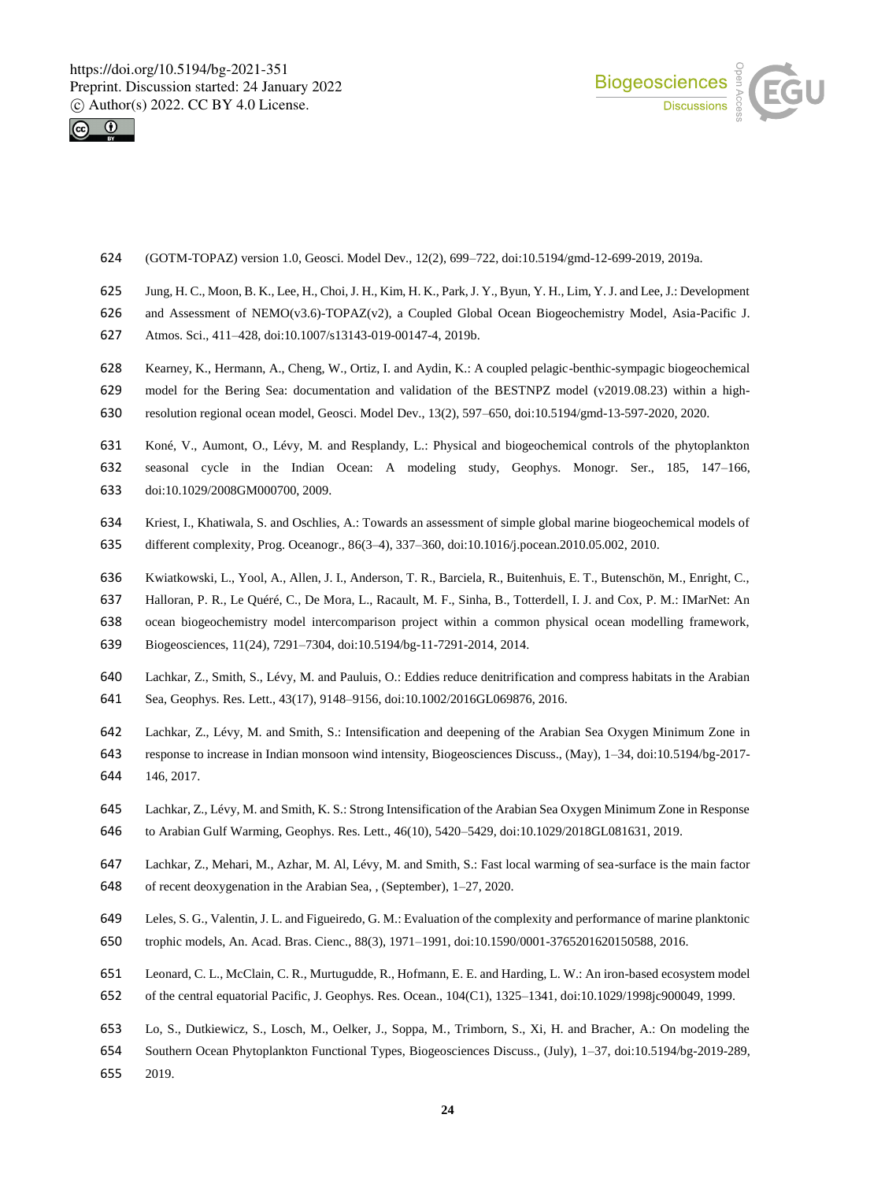(GOTM-TOPAZ) version 1.0, Geosci. Model Dev., 12(2), 699–722, doi:10.5194/gmd-12-699-2019, 2019a.

Jung, H. C., Moon, B. K., Lee, H., Choi, J. H., Kim, H. K., Park, J. Y., Byun, Y. H., Lim, Y. J. and Lee, J.: Development and Assessment of NEMO(v3.6)-TOPAZ(v2), a Coupled Global Ocean Biogeochemistry Model, Asia-Pacific J. Atmos. Sci., 411–428, doi:10.1007/s13143-019-00147-4, 2019b.

Kearney, K., Hermann, A., Cheng, W., Ortiz, I. and Aydin, K.: A coupled pelagic-benthic-sympagic biogeochemical model for the Bering Sea: documentation and validation of the BESTNPZ model (v2019.08.23) within a high-resolution regional ocean model, Geosci. Model Dev., 13(2), 597–650, doi:10.5194/gmd-13-597-2020, 2020.

Koné, V., Aumont, O., Lévy, M. and Resplandy, L.: Physical and biogeochemical controls of the phytoplankton seasonal cycle in the Indian Ocean: A modeling study, Geophys. Monogr. Ser., 185, 147–166, doi:10.1029/2008GM000700, 2009.

Kriest, I., Khatiwala, S. and Oschlies, A.: Towards an assessment of simple global marine biogeochemical models of different complexity, Prog. Oceanogr., 86(3–4), 337–360, doi:10.1016/j.pocean.2010.05.002, 2010.

Kwiatkowski, L., Yool, A., Allen, J. I., Anderson, T. R., Barciela, R., Buitenhuis, E. T., Butenschön, M., Enright, C., Halloran, P. R., Le Quéré, C., De Mora, L., Racault, M. F., Sinha, B., Totterdell, I. J. and Cox, P. M.: IMarNet: An ocean biogeochemistry model intercomparison project within a common physical ocean modelling framework, Biogeosciences, 11(24), 7291–7304, doi:10.5194/bg-11-7291-2014, 2014.

Lachkar, Z., Smith, S., Lévy, M. and Pauluis, O.: Eddies reduce denitrification and compress habitats in the Arabian Sea, Geophys. Res. Lett., 43(17), 9148–9156, doi:10.1002/2016GL069876, 2016.

Lachkar, Z., Lévy, M. and Smith, S.: Intensification and deepening of the Arabian Sea Oxygen Minimum Zone in response to increase in Indian monsoon wind intensity, Biogeosciences Discuss., (May), 1–34, doi:10.5194/bg-2017-146, 2017.

Lachkar, Z., Lévy, M. and Smith, K. S.: Strong Intensification of the Arabian Sea Oxygen Minimum Zone in Response to Arabian Gulf Warming, Geophys. Res. Lett., 46(10), 5420–5429, doi:10.1029/2018GL081631, 2019.

Lachkar, Z., Mehari, M., Azhar, M. Al, Lévy, M. and Smith, S.: Fast local warming of sea-surface is the main factor of recent deoxygenation in the Arabian Sea, , (September), 1–27, 2020.

Leles, S. G., Valentin, J. L. and Figueiredo, G. M.: Evaluation of the complexity and performance of marine planktonic trophic models, An. Acad. Bras. Cienc., 88(3), 1971–1991, doi:10.1590/0001-3765201620150588, 2016.

Leonard, C. L., McClain, C. R., Murtugudde, R., Hofmann, E. E. and Harding, L. W.: An iron-based ecosystem model of the central equatorial Pacific, J. Geophys. Res. Ocean., 104(C1), 1325–1341, doi:10.1029/1998jc900049, 1999.

Lo, S., Dutkiewicz, S., Losch, M., Oelker, J., Soppa, M., Trimborn, S., Xi, H. and Bracher, A.: On modeling the Southern Ocean Phytoplankton Functional Types, Biogeosciences Discuss., (July), 1–37, doi:10.5194/bg-2019-289, 2019.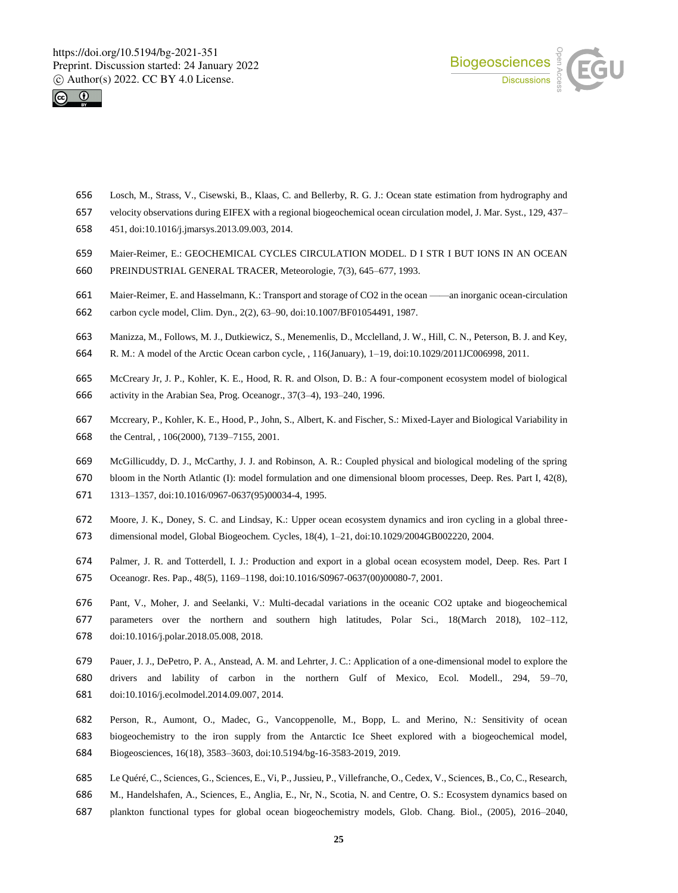Losch, M., Strass, V., Cisewski, B., Klaas, C. and Bellerby, R. G. J.: Ocean state estimation from hydrography and velocity observations during EIFEX with a regional biogeochemical ocean circulation model, J. Mar. Syst., 129, 437–451, doi:10.1016/j.jmarsys.2013.09.003, 2014.

Maier-Reimer, E.: GEOCHEMICAL CYCLES CIRCULATION MODEL. D I STR I BUT IONS IN AN OCEAN PREINDUSTRIAL GENERAL TRACER, Meteorologie, 7(3), 645–677, 1993.

Maier-Reimer, E. and Hasselmann, K.: Transport and storage of CO2 in the ocean ——an inorganic ocean-circulation carbon cycle model, Clim. Dyn., 2(2), 63–90, doi:10.1007/BF01054491, 1987.

Manizza, M., Follows, M. J., Dutkiewicz, S., Menemenlis, D., Mcclelland, J. W., Hill, C. N., Peterson, B. J. and Key, R. M.: A model of the Arctic Ocean carbon cycle, , 116(January), 1–19, doi:10.1029/2011JC006998, 2011.

McCreary Jr, J. P., Kohler, K. E., Hood, R. R. and Olson, D. B.: A four-component ecosystem model of biological activity in the Arabian Sea, Prog. Oceanogr., 37(3–4), 193–240, 1996.

Mccreary, P., Kohler, K. E., Hood, P., John, S., Albert, K. and Fischer, S.: Mixed-Layer and Biological Variability in the Central, , 106(2000), 7139–7155, 2001.

McGillicuddy, D. J., McCarthy, J. J. and Robinson, A. R.: Coupled physical and biological modeling of the spring bloom in the North Atlantic (I): model formulation and one dimensional bloom processes, Deep. Res. Part I, 42(8), 1313–1357, doi:10.1016/0967-0637(95)00034-4, 1995.

Moore, J. K., Doney, S. C. and Lindsay, K.: Upper ocean ecosystem dynamics and iron cycling in a global three-dimensional model, Global Biogeochem. Cycles, 18(4), 1–21, doi:10.1029/2004GB002220, 2004.

Palmer, J. R. and Totterdell, I. J.: Production and export in a global ocean ecosystem model, Deep. Res. Part I Oceanogr. Res. Pap., 48(5), 1169–1198, doi:10.1016/S0967-0637(00)00080-7, 2001.

Pant, V., Moher, J. and Seelanki, V.: Multi-decadal variations in the oceanic CO2 uptake and biogeochemical parameters over the northern and southern high latitudes, Polar Sci., 18(March 2018), 102–112, doi:10.1016/j.polar.2018.05.008, 2018.

Pauer, J. J., DePetro, P. A., Anstead, A. M. and Lehrter, J. C.: Application of a one-dimensional model to explore the drivers and lability of carbon in the northern Gulf of Mexico, Ecol. Modell., 294, 59–70, doi:10.1016/j.ecolmodel.2014.09.007, 2014.

Person, R., Aumont, O., Madec, G., Vancoppenolle, M., Bopp, L. and Merino, N.: Sensitivity of ocean biogeochemistry to the iron supply from the Antarctic Ice Sheet explored with a biogeochemical model, Biogeosciences, 16(18), 3583–3603, doi:10.5194/bg-16-3583-2019, 2019.

Le Quéré, C., Sciences, G., Sciences, E., Vi, P., Jussieu, P., Villefranche, O., Cedex, V., Sciences, B., Co, C., Research, M., Handelshafen, A., Sciences, E., Anglia, E., Nr, N., Scotia, N. and Centre, O. S.: Ecosystem dynamics based on plankton functional types for global ocean biogeochemistry models, Glob. Chang. Biol., (2005), 2016–2040,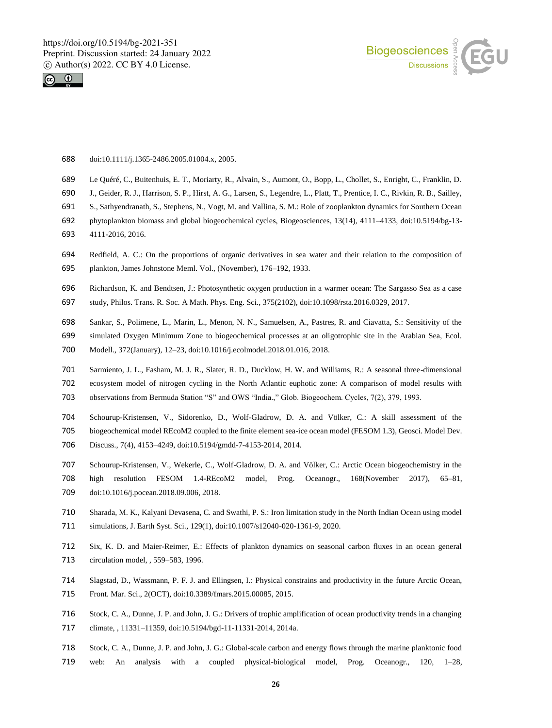doi:10.1111/j.1365-2486.2005.01004.x, 2005.

Le Quéré, C., Buitenhuis, E. T., Moriarty, R., Alvain, S., Aumont, O., Bopp, L., Chollet, S., Enright, C., Franklin, D. J., Geider, R. J., Harrison, S. P., Hirst, A. G., Larsen, S., Legendre, L., Platt, T., Prentice, I. C., Rivkin, R. B., Sailley, S., Sathyendranath, S., Stephens, N., Vogt, M. and Vallina, S. M.: Role of zooplankton dynamics for Southern Ocean phytoplankton biomass and global biogeochemical cycles, Biogeosciences, 13(14), 4111–4133, doi:10.5194/bg-13-4111-2016, 2016.

Redfield, A. C.: On the proportions of organic derivatives in sea water and their relation to the composition of plankton, James Johnstone Meml. Vol., (November), 176–192, 1933.

Richardson, K. and Bendtsen, J.: Photosynthetic oxygen production in a warmer ocean: The Sargasso Sea as a case study, Philos. Trans. R. Soc. A Math. Phys. Eng. Sci., 375(2102), doi:10.1098/rsta.2016.0329, 2017.

Sankar, S., Polimene, L., Marin, L., Menon, N. N., Samuelsen, A., Pastres, R. and Ciavatta, S.: Sensitivity of the simulated Oxygen Minimum Zone to biogeochemical processes at an oligotrophic site in the Arabian Sea, Ecol. Modell., 372(January), 12–23, doi:10.1016/j.ecolmodel.2018.01.016, 2018.

Sarmiento, J. L., Fasham, M. J. R., Slater, R. D., Ducklow, H. W. and Williams, R.: A seasonal three-dimensional ecosystem model of nitrogen cycling in the North Atlantic euphotic zone: A comparison of model results with observations from Bermuda Station "S" and OWS "India.," Glob. Biogeochem. Cycles, 7(2), 379, 1993.

Schourup-Kristensen, V., Sidorenko, D., Wolf-Gladrow, D. A. and Völker, C.: A skill assessment of the biogeochemical model REcoM2 coupled to the finite element sea-ice ocean model (FESOM 1.3), Geosci. Model Dev. Discuss., 7(4), 4153–4249, doi:10.5194/gmdd-7-4153-2014, 2014.

Schourup-Kristensen, V., Wekerle, C., Wolf-Gladrow, D. A. and Völker, C.: Arctic Ocean biogeochemistry in the high resolution FESOM 1.4-REcoM2 model, Prog. Oceanogr., 168(November 2017), 65–81, doi:10.1016/j.pocean.2018.09.006, 2018.

Sharada, M. K., Kalyani Devasena, C. and Swathi, P. S.: Iron limitation study in the North Indian Ocean using model simulations, J. Earth Syst. Sci., 129(1), doi:10.1007/s12040-020-1361-9, 2020.

Six, K. D. and Maier-Reimer, E.: Effects of plankton dynamics on seasonal carbon fluxes in an ocean general circulation model, , 559–583, 1996.

Slagstad, D., Wassmann, P. F. J. and Ellingsen, I.: Physical constrains and productivity in the future Arctic Ocean, Front. Mar. Sci., 2(OCT), doi:10.3389/fmars.2015.00085, 2015.

Stock, C. A., Dunne, J. P. and John, J. G.: Drivers of trophic amplification of ocean productivity trends in a changing climate, , 11331–11359, doi:10.5194/bgd-11-11331-2014, 2014a.

Stock, C. A., Dunne, J. P. and John, J. G.: Global-scale carbon and energy flows through the marine planktonic food web: An analysis with a coupled physical-biological model, Prog. Oceanogr., 120, 1–28,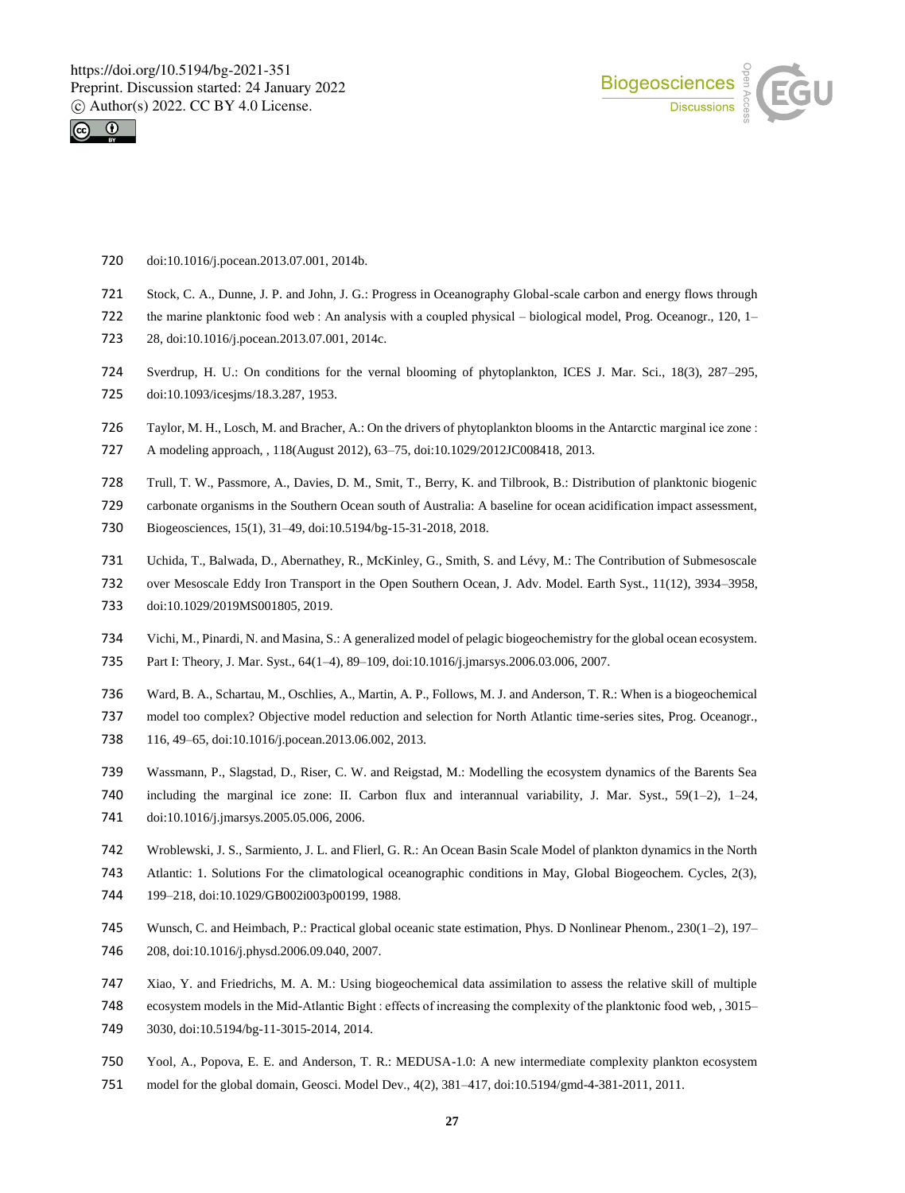doi:10.1016/j.pocean.2013.07.001, 2014b.

Stock, C. A., Dunne, J. P. and John, J. G.: Progress in Oceanography Global-scale carbon and energy flows through the marine planktonic food web : An analysis with a coupled physical – biological model, Prog. Oceanogr., 120, 1–28, doi:10.1016/j.pocean.2013.07.001, 2014c.

Sverdrup, H. U.: On conditions for the vernal blooming of phytoplankton, ICES J. Mar. Sci., 18(3), 287–295, doi:10.1093/icesjms/18.3.287, 1953.

Taylor, M. H., Losch, M. and Bracher, A.: On the drivers of phytoplankton blooms in the Antarctic marginal ice zone : A modeling approach, , 118(August 2012), 63–75, doi:10.1029/2012JC008418, 2013.

Trull, T. W., Passmore, A., Davies, D. M., Smit, T., Berry, K. and Tilbrook, B.: Distribution of planktonic biogenic carbonate organisms in the Southern Ocean south of Australia: A baseline for ocean acidification impact assessment, Biogeosciences, 15(1), 31–49, doi:10.5194/bg-15-31-2018, 2018.

Uchida, T., Balwada, D., Abernathey, R., McKinley, G., Smith, S. and Lévy, M.: The Contribution of Submesoscale over Mesoscale Eddy Iron Transport in the Open Southern Ocean, J. Adv. Model. Earth Syst., 11(12), 3934–3958, doi:10.1029/2019MS001805, 2019.

Vichi, M., Pinardi, N. and Masina, S.: A generalized model of pelagic biogeochemistry for the global ocean ecosystem. Part I: Theory, J. Mar. Syst., 64(1–4), 89–109, doi:10.1016/j.jmarsys.2006.03.006, 2007.

Ward, B. A., Schartau, M., Oschlies, A., Martin, A. P., Follows, M. J. and Anderson, T. R.: When is a biogeochemical model too complex? Objective model reduction and selection for North Atlantic time-series sites, Prog. Oceanogr., 116, 49–65, doi:10.1016/j.pocean.2013.06.002, 2013.

Wassmann, P., Slagstad, D., Riser, C. W. and Reigstad, M.: Modelling the ecosystem dynamics of the Barents Sea including the marginal ice zone: II. Carbon flux and interannual variability, J. Mar. Syst., 59(1–2), 1–24, doi:10.1016/j.jmarsys.2005.05.006, 2006.

Wroblewski, J. S., Sarmiento, J. L. and Flierl, G. R.: An Ocean Basin Scale Model of plankton dynamics in the North Atlantic: 1. Solutions For the climatological oceanographic conditions in May, Global Biogeochem. Cycles, 2(3), 199–218, doi:10.1029/GB002i003p00199, 1988.

Wunsch, C. and Heimbach, P.: Practical global oceanic state estimation, Phys. D Nonlinear Phenom., 230(1–2), 197–208, doi:10.1016/j.physd.2006.09.040, 2007.

Xiao, Y. and Friedrichs, M. A. M.: Using biogeochemical data assimilation to assess the relative skill of multiple ecosystem models in the Mid-Atlantic Bight : effects of increasing the complexity of the planktonic food web, , 3015–3030, doi:10.5194/bg-11-3015-2014, 2014.

Yool, A., Popova, E. E. and Anderson, T. R.: MEDUSA-1.0: A new intermediate complexity plankton ecosystem model for the global domain, Geosci. Model Dev., 4(2), 381–417, doi:10.5194/gmd-4-381-2011, 2011.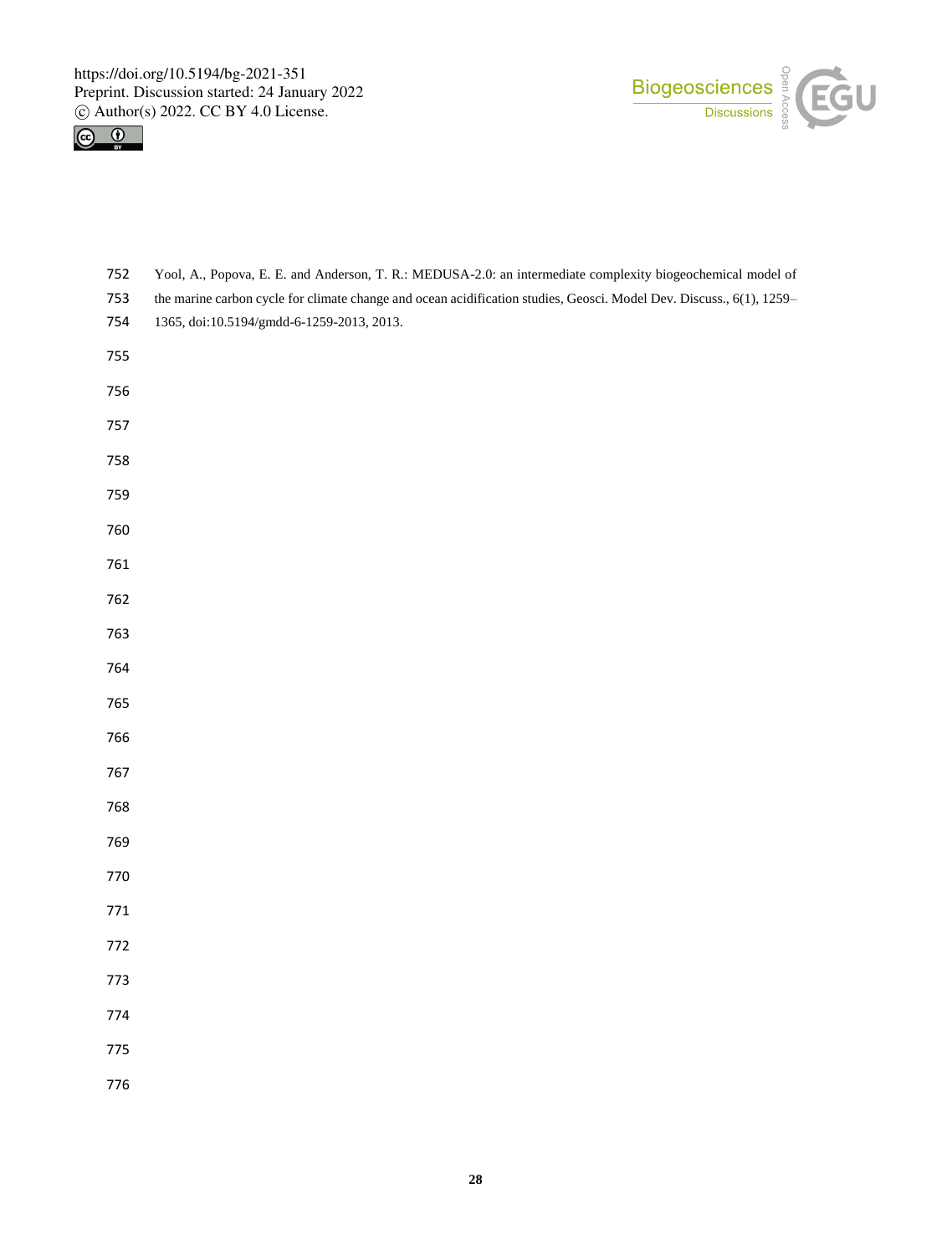Yool, A., Popova, E. E. and Anderson, T. R.: MEDUSA-2.0: an intermediate complexity biogeochemical model of the marine carbon cycle for climate change and ocean acidification studies, Geosci. Model Dev. Discuss., 6(1), 1259–1365, doi:10.5194/gmdd-6-1259-2013, 2013.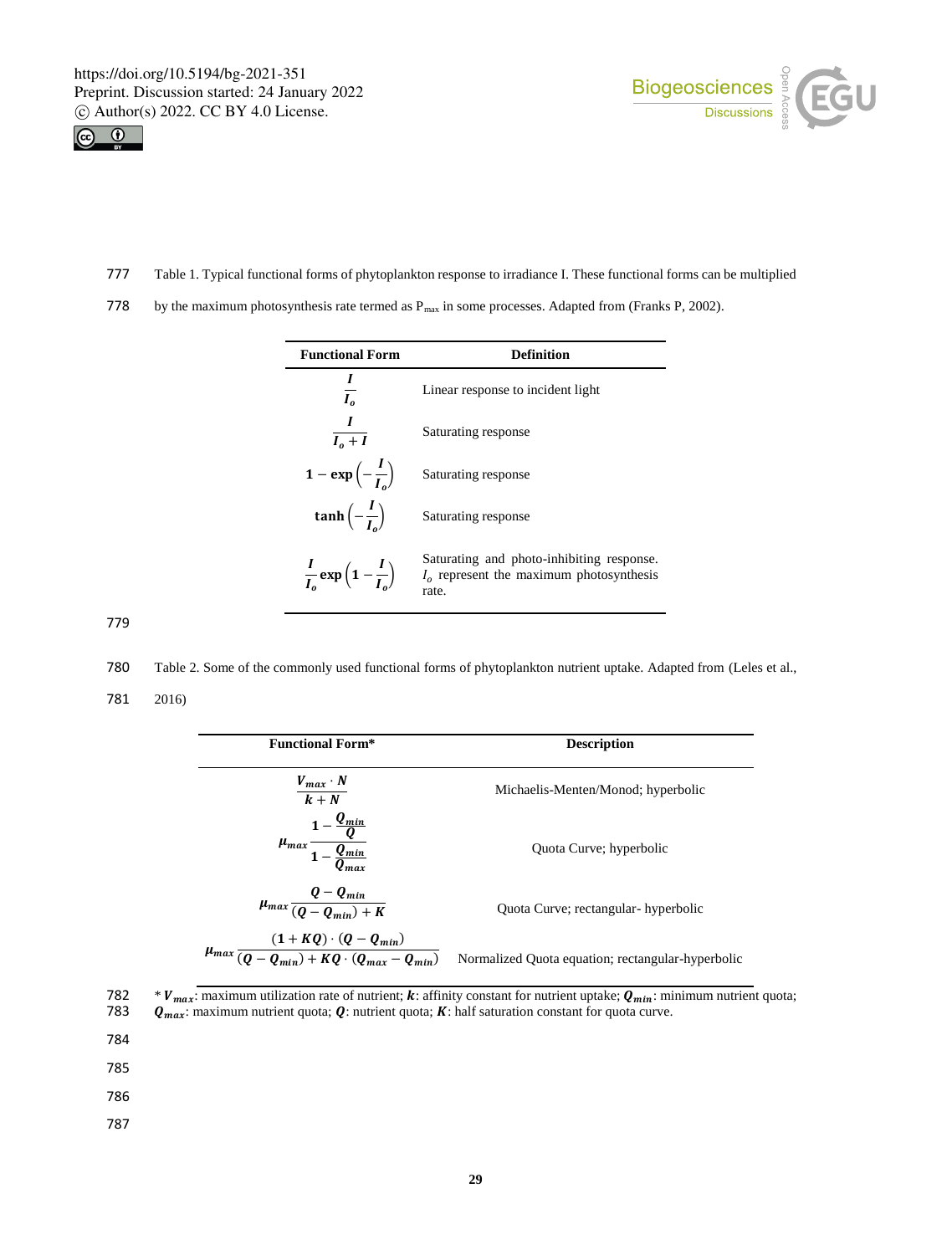Table 1. Typical functional forms of phytoplankton response to irradiance I. These functional forms can be multiplied by the maximum photosynthesis rate termed as $P_{max}$ in some processes. Adapted from (Franks P, 2002).

| Functional Form | Definition |
|---|---|
| $\frac{I}{I_o}$ | Linear response to incident light |
| $\frac{I}{I_o + I}$ | Saturating response |
| $1 - \exp\left(-\frac{I}{I_o}\right)$ | Saturating response |
| $\tanh\left(-\frac{I}{I_o}\right)$ | Saturating response |
| $\frac{I}{I_o}\exp\left(1 - \frac{I}{I_o}\right)$ | Saturating and photo-inhibiting response. $I_o$ represent the maximum photosynthesis rate. |

Table 2. Some of the commonly used functional forms of phytoplankton nutrient uptake. Adapted from (Leles et al., 2016)

| Functional Form* | Description |
|---|---|
| $\frac{V_{max} \cdot N}{k + N}$ | Michaelis-Menten/Monod; hyperbolic |
| $\mu_{max}\frac{1 - \frac{Q_{min}}{Q}}{1 - \frac{Q_{min}}{Q_{max}}}$ | Quota Curve; hyperbolic |
| $\mu_{max}\frac{Q - Q_{min}}{(Q - Q_{min}) + K}$ | Quota Curve; rectangular- hyperbolic |
| $\mu_{max}\frac{(1 + KQ) \cdot (Q - Q_{min})}{(Q - Q_{min}) + KQ \cdot (Q_{max} - Q_{min})}$ | Normalized Quota equation; rectangular-hyperbolic |

* $V_{max}$: maximum utilization rate of nutrient; $k$: affinity constant for nutrient uptake; $Q_{min}$: minimum nutrient quota; $Q_{max}$: maximum nutrient quota; $Q$: nutrient quota; $K$: half saturation constant for quota curve.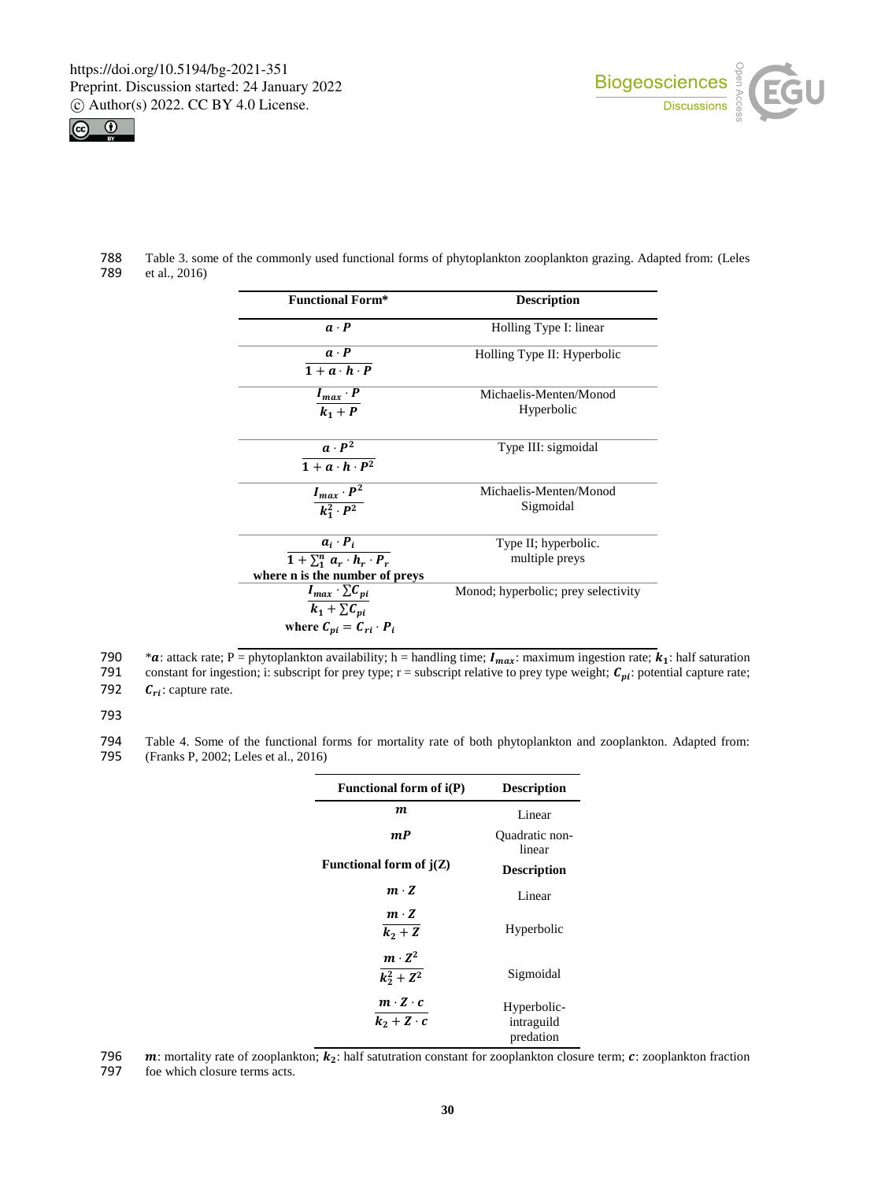Table 3. some of the commonly used functional forms of phytoplankton zooplankton grazing. Adapted from: (Leles et al., 2016)

| Functional Form* | Description |
|---|---|
| $\boldsymbol{a \cdot P}$ | Holling Type I: linear |
| $\dfrac{\boldsymbol{a \cdot P}}{\boldsymbol{1 + a \cdot h \cdot P}}$ | Holling Type II: Hyperbolic |
| $\dfrac{\boldsymbol{I_{max} \cdot P}}{\boldsymbol{k_1 + P}}$ | Michaelis-Menten/Monod Hyperbolic |
| $\dfrac{\boldsymbol{a \cdot P^2}}{\boldsymbol{1 + a \cdot h \cdot P^2}}$ | Type III: sigmoidal |
| $\dfrac{\boldsymbol{I_{max} \cdot P^2}}{\boldsymbol{k_1^2 \cdot P^2}}$ | Michaelis-Menten/Monod Sigmoidal |
| $\dfrac{\boldsymbol{a_i \cdot P_i}}{\boldsymbol{1 + \sum_1^n a_r \cdot h_r \cdot P_r}}$ **where n is the number of preys** | Type II; hyperbolic. multiple preys |
| $\dfrac{\boldsymbol{I_{max} \cdot \sum C_{pi}}}{\boldsymbol{k_1 + \sum C_{pi}}}$ **where** $\boldsymbol{C_{pi} = C_{ri} \cdot P_i}$ | Monod; hyperbolic; prey selectivity |

*$\boldsymbol{a}$: attack rate; P = phytoplankton availability; h = handling time; $\boldsymbol{I_{max}}$: maximum ingestion rate; $\boldsymbol{k_1}$: half saturation constant for ingestion; i: subscript for prey type; r = subscript relative to prey type weight; $\boldsymbol{C_{pi}}$: potential capture rate; $\boldsymbol{C_{ri}}$: capture rate.

Table 4. Some of the functional forms for mortality rate of both phytoplankton and zooplankton. Adapted from: (Franks P, 2002; Leles et al., 2016)

| Functional form of i(P) | Description |
|---|---|
| $\boldsymbol{m}$ | Linear |
| $\boldsymbol{mP}$ | Quadratic non-linear |
| **Functional form of j(Z)** | **Description** |
| $\boldsymbol{m \cdot Z}$ | Linear |
| $\dfrac{\boldsymbol{m \cdot Z}}{\boldsymbol{k_2 + Z}}$ | Hyperbolic |
| $\dfrac{\boldsymbol{m \cdot Z^2}}{\boldsymbol{k_2^2 + Z^2}}$ | Sigmoidal |
| $\dfrac{\boldsymbol{m \cdot Z \cdot c}}{\boldsymbol{k_2 + Z \cdot c}}$ | Hyperbolic-intraguild predation |

$\boldsymbol{m}$: mortality rate of zooplankton; $\boldsymbol{k_2}$: half satutration constant for zooplankton closure term; $\boldsymbol{c}$: zooplankton fraction foe which closure terms acts.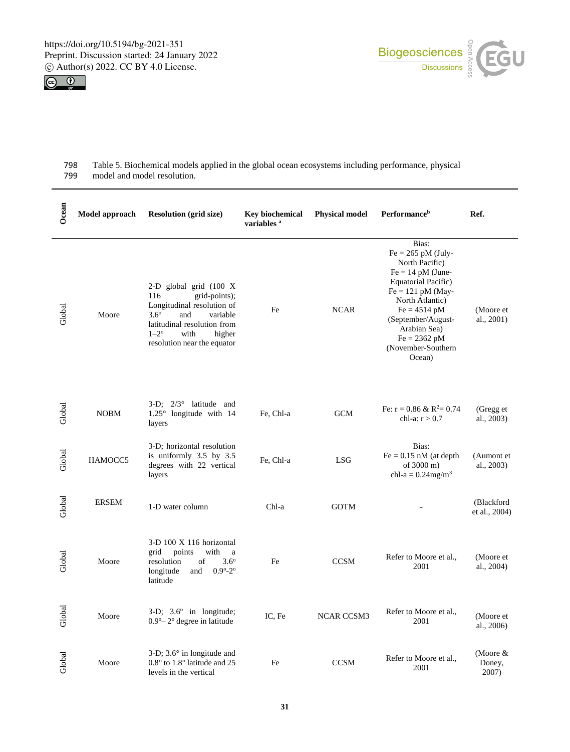Table 5. Biochemical models applied in the global ocean ecosystems including performance, physical model and model resolution.

| Ocean | Model approach | Resolution (grid size) | Key biochemical variables [a] | Physical model | Performance[b] | Ref. |
|---|---|---|---|---|---|---|
| Global | Moore | 2-D global grid (100 X 116 grid-points); Longitudinal resolution of 3.6° and variable latitudinal resolution from 1–2° with higher resolution near the equator | Fe | NCAR | Bias: Fe = 265 pM (July-North Pacific) Fe = 14 pM (June-Equatorial Pacific) Fe = 121 pM (May-North Atlantic) Fe = 4514 pM (September/August-Arabian Sea) Fe = 2362 pM (November-Southern Ocean) | (Moore et al., 2001) |
| Global | NOBM | 3-D; 2/3° latitude and 1.25° longitude with 14 layers | Fe, Chl-a | GCM | Fe: $r = 0.86$ & $R^2 = 0.74$ chl-a: $r > 0.7$ | (Gregg et al., 2003) |
| Global | HAMOCC5 | 3-D; horizontal resolution is uniformly 3.5 by 3.5 degrees with 22 vertical layers | Fe, Chl-a | LSG | Bias: Fe = 0.15 nM (at depth of 3000 m) chl-a = 0.24mg/m$^3$ | (Aumont et al., 2003) |
| Global | ERSEM | 1-D water column | Chl-a | GOTM | - | (Blackford et al., 2004) |
| Global | Moore | 3-D 100 X 116 horizontal grid points with a resolution of 3.6° longitude and 0.9°-2° latitude | Fe | CCSM | Refer to Moore et al., 2001 | (Moore et al., 2004) |
| Global | Moore | 3-D; 3.6° in longitude; 0.9°– 2° degree in latitude | IC, Fe | NCAR CCSM3 | Refer to Moore et al., 2001 | (Moore et al., 2006) |
| Global | Moore | 3-D; 3.6° in longitude and 0.8° to 1.8° latitude and 25 levels in the vertical | Fe | CCSM | Refer to Moore et al., 2001 | (Moore & Doney, 2007) |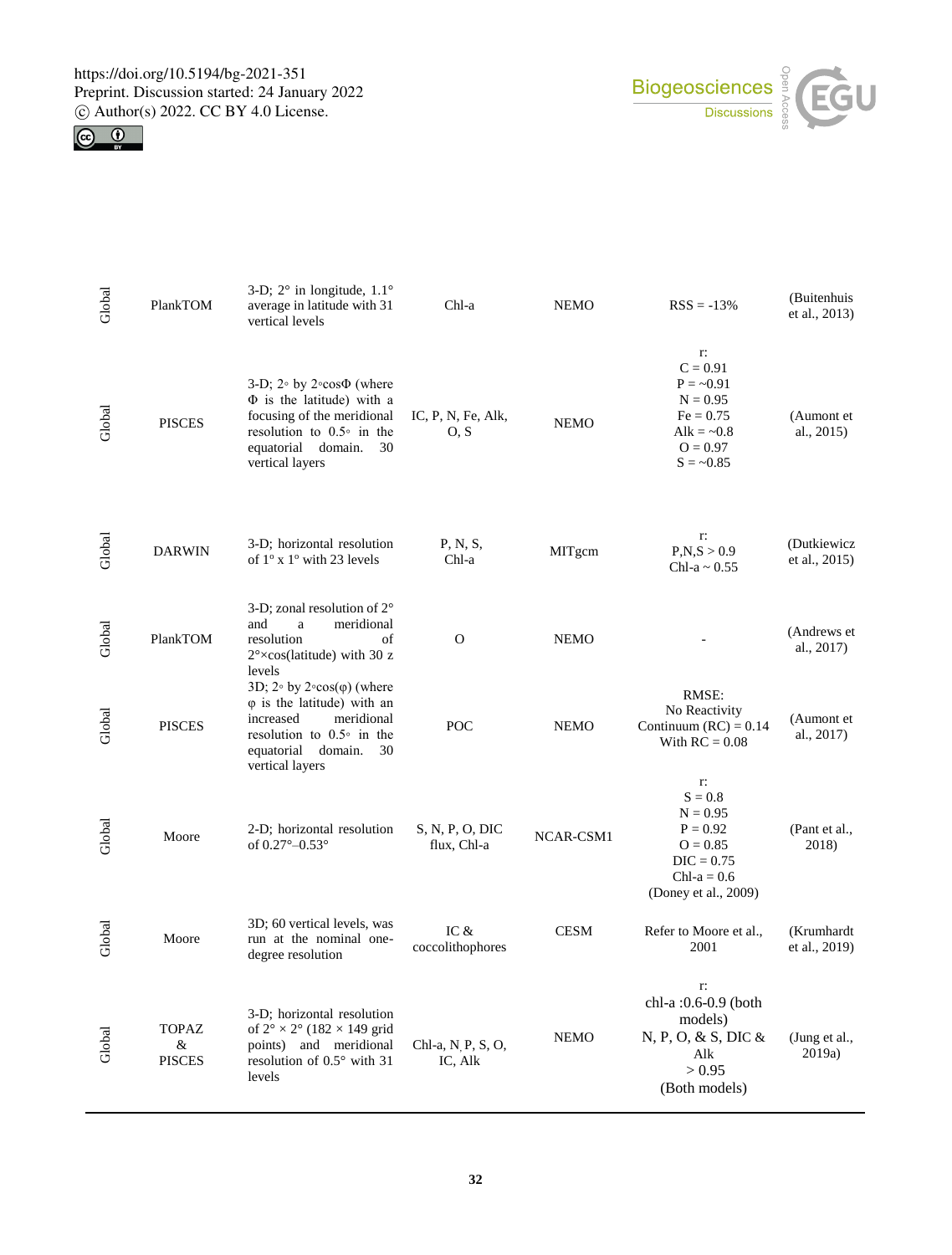| | | | | | | |
|---|---|---|---|---|---|---|
| Global | PlankTOM | 3-D; 2° in longitude, 1.1° average in latitude with 31 vertical levels | Chl-a | NEMO | RSS = -13% | (Buitenhuis et al., 2013) |
| Global | PISCES | 3-D; 2◦ by 2◦cosΦ (where Φ is the latitude) with a focusing of the meridional resolution to 0.5◦ in the equatorial domain. 30 vertical layers | IC, P, N, Fe, Alk, O, S | NEMO | r: C = 0.91 P = ~0.91 N = 0.95 Fe = 0.75 Alk = ~0.8 O = 0.97 S = ~0.85 | (Aumont et al., 2015) |
| Global | DARWIN | 3-D; horizontal resolution of 1° x 1° with 23 levels | P, N, S, Chl-a | MITgcm | r: P,N,S > 0.9 Chl-a ~ 0.55 | (Dutkiewicz et al., 2015) |
| Global | PlankTOM | 3-D; zonal resolution of 2° and a meridional resolution of 2°×cos(latitude) with 30 z levels | O | NEMO | - | (Andrews et al., 2017) |
| Global | PISCES | 3D; 2◦ by 2◦cos(φ) (where φ is the latitude) with an increased meridional resolution to 0.5◦ in the equatorial domain. 30 vertical layers | POC | NEMO | RMSE: No Reactivity Continuum (RC) = 0.14 With RC = 0.08 | (Aumont et al., 2017) |
| Global | Moore | 2-D; horizontal resolution of 0.27°–0.53° | S, N, P, O, DIC flux, Chl-a | NCAR-CSM1 | r: S = 0.8 N = 0.95 P = 0.92 O = 0.85 DIC = 0.75 Chl-a = 0.6 (Doney et al., 2009) | (Pant et al., 2018) |
| Global | Moore | 3D; 60 vertical levels, was run at the nominal one-degree resolution | IC & coccolithophores | CESM | Refer to Moore et al., 2001 | (Krumhardt et al., 2019) |
| Global | TOPAZ & PISCES | 3-D; horizontal resolution of 2° × 2° (182 × 149 grid points) and meridional resolution of 0.5° with 31 levels | Chl-a, N, P, S, O, IC, Alk | NEMO | r: chl-a :0.6-0.9 (both models) N, P, O, & S, DIC & Alk > 0.95 (Both models) | (Jung et al., 2019a) |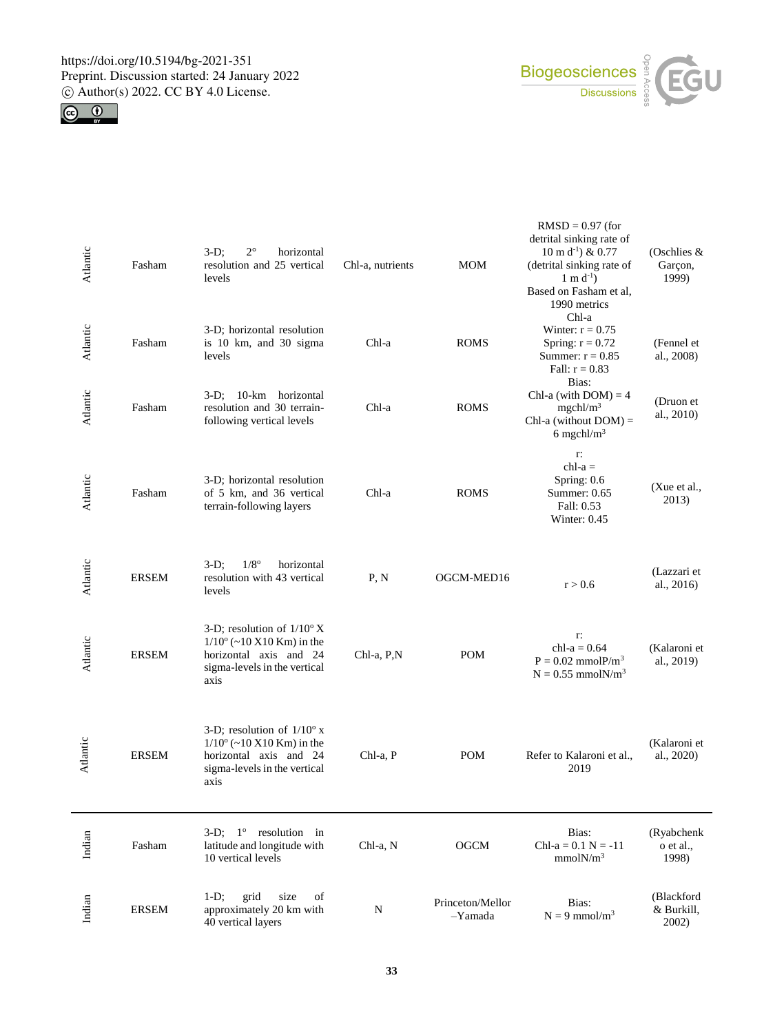| Atlantic | Fasham | 3-D; 2° horizontal resolution and 25 vertical levels | Chl-a, nutrients | MOM | RMSD = 0.97 (for detrital sinking rate of 10 m $d^{-1}$) & 0.77 (detrital sinking rate of 1 m $d^{-1}$) Based on Fasham et al, 1990 metrics | (Oschlies & Garçon, 1999) |
|---|---|---|---|---|---|---|
| Atlantic | Fasham | 3-D; horizontal resolution is 10 km, and 30 sigma levels | Chl-a | ROMS | Chl-a Winter: r = 0.75 Spring: r = 0.72 Summer: r = 0.85 Fall: r = 0.83 | (Fennel et al., 2008) |
| Atlantic | Fasham | 3-D; 10-km horizontal resolution and 30 terrain-following vertical levels | Chl-a | ROMS | Bias: Chl-a (with DOM) = 4 mgchl/$m^3$ Chl-a (without DOM) = 6 mgchl/$m^3$ | (Druon et al., 2010) |
| Atlantic | Fasham | 3-D; horizontal resolution of 5 km, and 36 vertical terrain-following layers | Chl-a | ROMS | r: chl-a = Spring: 0.6 Summer: 0.65 Fall: 0.53 Winter: 0.45 | (Xue et al., 2013) |
| Atlantic | ERSEM | 3-D; 1/8° horizontal resolution with 43 vertical levels | P, N | OGCM-MED16 | r > 0.6 | (Lazzari et al., 2016) |
| Atlantic | ERSEM | 3-D; resolution of 1/10° X 1/10° (~10 X10 Km) in the horizontal axis and 24 sigma-levels in the vertical axis | Chl-a, P,N | POM | r: chl-a = 0.64 P = 0.02 mmolP/$m^3$ N = 0.55 mmolN/$m^3$ | (Kalaroni et al., 2019) |
| Atlantic | ERSEM | 3-D; resolution of 1/10° x 1/10° (~10 X10 Km) in the horizontal axis and 24 sigma-levels in the vertical axis | Chl-a, P | POM | Refer to Kalaroni et al., 2019 | (Kalaroni et al., 2020) |
| Indian | Fasham | 3-D; 1° resolution in latitude and longitude with 10 vertical levels | Chl-a, N | OGCM | Bias: Chl-a = 0.1 N = -11 mmolN/$m^3$ | (Ryabchenko et al., 1998) |
| Indian | ERSEM | 1-D; grid size of approximately 20 km with 40 vertical layers | N | Princeton/Mellor –Yamada | Bias: N = 9 mmol/$m^3$ | (Blackford & Burkill, 2002) |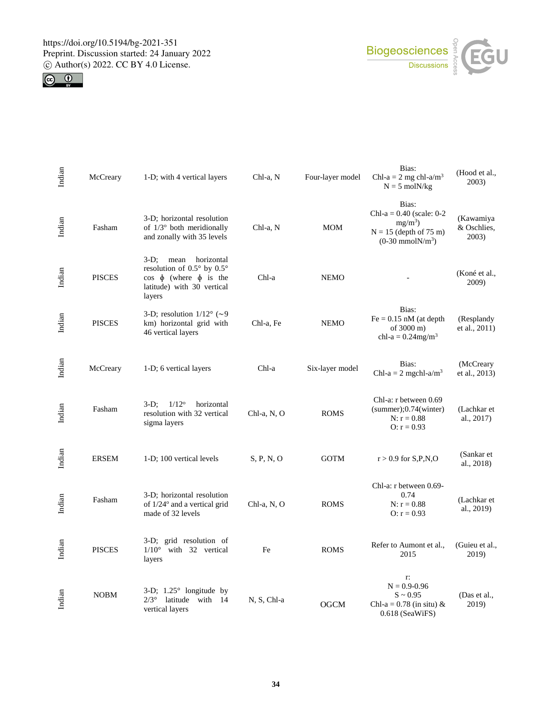| Indian | McCreary | 1-D; with 4 vertical layers | Chl-a, N | Four-layer model | Bias: Chl-a = 2 mg chl-a/m$^3$ N = 5 molN/kg | (Hood et al., 2003) |
|---|---|---|---|---|---|---|
| Indian | Fasham | 3-D; horizontal resolution of 1/3° both meridionally and zonally with 35 levels | Chl-a, N | MOM | Bias: Chl-a = 0.40 (scale: 0-2 mg/m$^3$) N = 15 (depth of 75 m) (0-30 mmolN/m$^3$) | (Kawamiya & Oschlies, 2003) |
| Indian | PISCES | 3-D; mean horizontal resolution of 0.5° by 0.5° cos $\phi$ (where $\phi$ is the latitude) with 30 vertical layers | Chl-a | NEMO | - | (Koné et al., 2009) |
| Indian | PISCES | 3-D; resolution 1/12° (~9 km) horizontal grid with 46 vertical layers | Chl-a, Fe | NEMO | Bias: Fe = 0.15 nM (at depth of 3000 m) chl-a = 0.24mg/m$^3$ | (Resplandy et al., 2011) |
| Indian | McCreary | 1-D; 6 vertical layers | Chl-a | Six-layer model | Bias: Chl-a = 2 mgchl-a/m$^3$ | (McCreary et al., 2013) |
| Indian | Fasham | 3-D; 1/12° horizontal resolution with 32 vertical sigma layers | Chl-a, N, O | ROMS | Chl-a: r between 0.69 (summer);0.74(winter) N: r = 0.88 O: r = 0.93 | (Lachkar et al., 2017) |
| Indian | ERSEM | 1-D; 100 vertical levels | S, P, N, O | GOTM | r > 0.9 for S,P,N,O | (Sankar et al., 2018) |
| Indian | Fasham | 3-D; horizontal resolution of 1/24° and a vertical grid made of 32 levels | Chl-a, N, O | ROMS | Chl-a: r between 0.69-0.74 N: r = 0.88 O: r = 0.93 | (Lachkar et al., 2019) |
| Indian | PISCES | 3-D; grid resolution of 1/10° with 32 vertical layers | Fe | ROMS | Refer to Aumont et al., 2015 | (Guieu et al., 2019) |
| Indian | NOBM | 3-D; 1.25° longitude by 2/3° latitude with 14 vertical layers | N, S, Chl-a | OGCM | r: N = 0.9-0.96 S ~ 0.95 Chl-a = 0.78 (in situ) & 0.618 (SeaWiFS) | (Das et al., 2019) |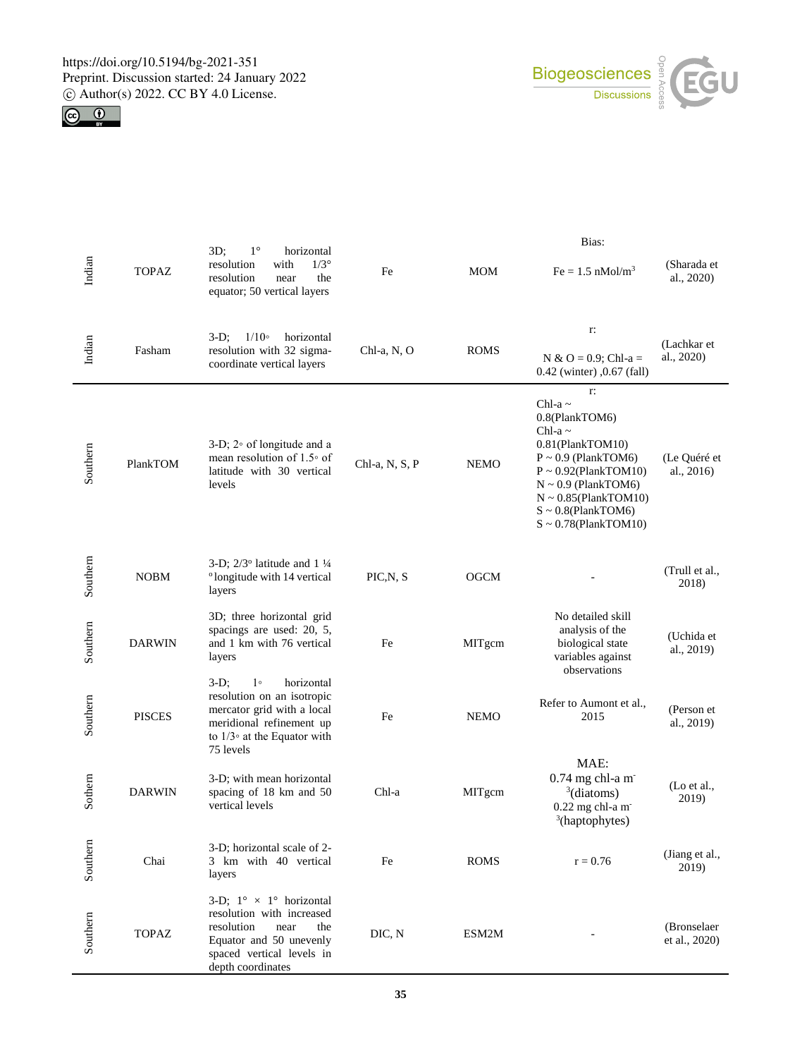| | | | | | | |
|---|---|---|---|---|---|---|
| Indian | TOPAZ | 3D; 1° horizontal resolution with 1/3° resolution near the equator; 50 vertical layers | Fe | MOM | Bias: Fe = 1.5 nMol/m$^3$ | (Sharada et al., 2020) |
| Indian | Fasham | 3-D; 1/10◦ horizontal resolution with 32 sigma-coordinate vertical layers | Chl-a, N, O | ROMS | r: N & O = 0.9; Chl-a = 0.42 (winter) ,0.67 (fall) | (Lachkar et al., 2020) |
| Southern | PlankTOM | 3-D; 2◦ of longitude and a mean resolution of 1.5◦ of latitude with 30 vertical levels | Chl-a, N, S, P | NEMO | r: Chl-a ~ 0.8(PlankTOM6) Chl-a ~ 0.81(PlankTOM10) P ~ 0.9 (PlankTOM6) P ~ 0.92(PlankTOM10) N ~ 0.9 (PlankTOM6) N ~ 0.85(PlankTOM10) S ~ 0.8(PlankTOM6) S ~ 0.78(PlankTOM10) | (Le Quéré et al., 2016) |
| Southern | NOBM | 3-D; 2/3° latitude and 1 ¼ ° longitude with 14 vertical layers | PIC,N, S | OGCM | - | (Trull et al., 2018) |
| Southern | DARWIN | 3D; three horizontal grid spacings are used: 20, 5, and 1 km with 76 vertical layers | Fe | MITgcm | No detailed skill analysis of the biological state variables against observations | (Uchida et al., 2019) |
| Southern | PISCES | 3-D; 1◦ horizontal resolution on an isotropic mercator grid with a local meridional refinement up to 1/3◦ at the Equator with 75 levels | Fe | NEMO | Refer to Aumont et al., 2015 | (Person et al., 2019) |
| Sothern | DARWIN | 3-D; with mean horizontal spacing of 18 km and 50 vertical levels | Chl-a | MITgcm | MAE: 0.74 mg chl-a m$^{-3}$(diatoms) 0.22 mg chl-a m$^{-3}$(haptophytes) | (Lo et al., 2019) |
| Southern | Chai | 3-D; horizontal scale of 2-3 km with 40 vertical layers | Fe | ROMS | r = 0.76 | (Jiang et al., 2019) |
| Southern | TOPAZ | 3-D; 1° × 1° horizontal resolution with increased resolution near the Equator and 50 unevenly spaced vertical levels in depth coordinates | DIC, N | ESM2M | - | (Bronselaer et al., 2020) |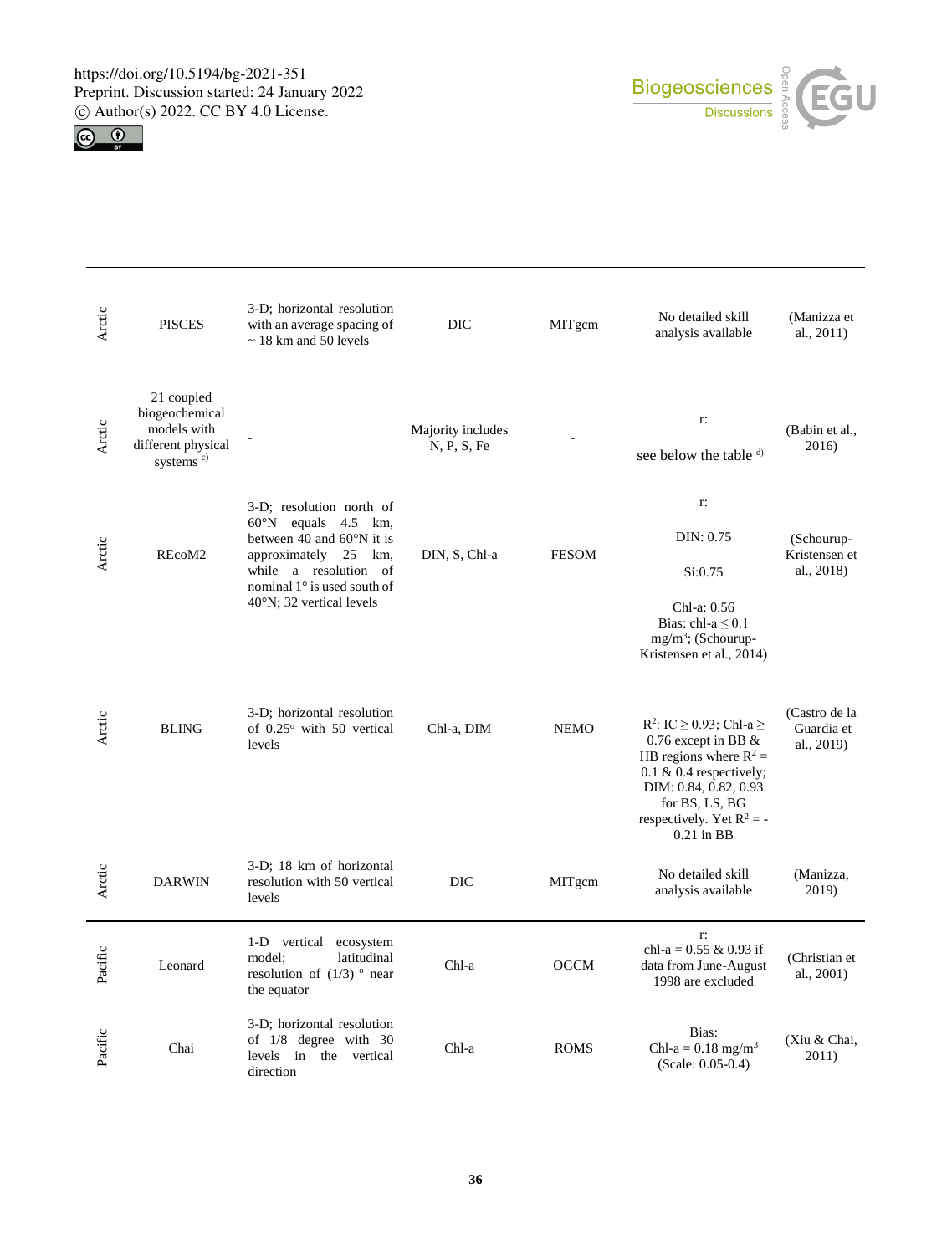| | | | | | | |
|---|---|---|---|---|---|---|
| Arctic | PISCES | 3-D; horizontal resolution with an average spacing of ~ 18 km and 50 levels | DIC | MITgcm | No detailed skill analysis available | (Manizza et al., 2011) |
| Arctic | 21 coupled biogeochemical models with different physical systems [c)] | - | Majority includes N, P, S, Fe | - | r: see below the table [d)] | (Babin et al., 2016) |
| Arctic | REcoM2 | 3-D; resolution north of 60°N equals 4.5 km, between 40 and 60°N it is approximately 25 km, while a resolution of nominal 1° is used south of 40°N; 32 vertical levels | DIN, S, Chl-a | FESOM | r: DIN: 0.75 Si:0.75 Chl-a: 0.56 Bias: chl-a $\leq$ 0.1 $mg/m^3$; (Schourup-Kristensen et al., 2014) | (Schourup-Kristensen et al., 2018) |
| Arctic | BLING | 3-D; horizontal resolution of 0.25° with 50 vertical levels | Chl-a, DIM | NEMO | $R^2$: IC $\geq$ 0.93; Chl-a $\geq$ 0.76 except in BB & HB regions where $R^2$ = 0.1 & 0.4 respectively; DIM: 0.84, 0.82, 0.93 for BS, LS, BG respectively. Yet $R^2$ = -0.21 in BB | (Castro de la Guardia et al., 2019) |
| Arctic | DARWIN | 3-D; 18 km of horizontal resolution with 50 vertical levels | DIC | MITgcm | No detailed skill analysis available | (Manizza, 2019) |
| Pacific | Leonard | 1-D vertical ecosystem model; latitudinal resolution of (1/3) ° near the equator | Chl-a | OGCM | r: chl-a = 0.55 & 0.93 if data from June-August 1998 are excluded | (Christian et al., 2001) |
| Pacific | Chai | 3-D; horizontal resolution of 1/8 degree with 30 levels in the vertical direction | Chl-a | ROMS | Bias: Chl-a = 0.18 $mg/m^3$ (Scale: 0.05-0.4) | (Xiu & Chai, 2011) |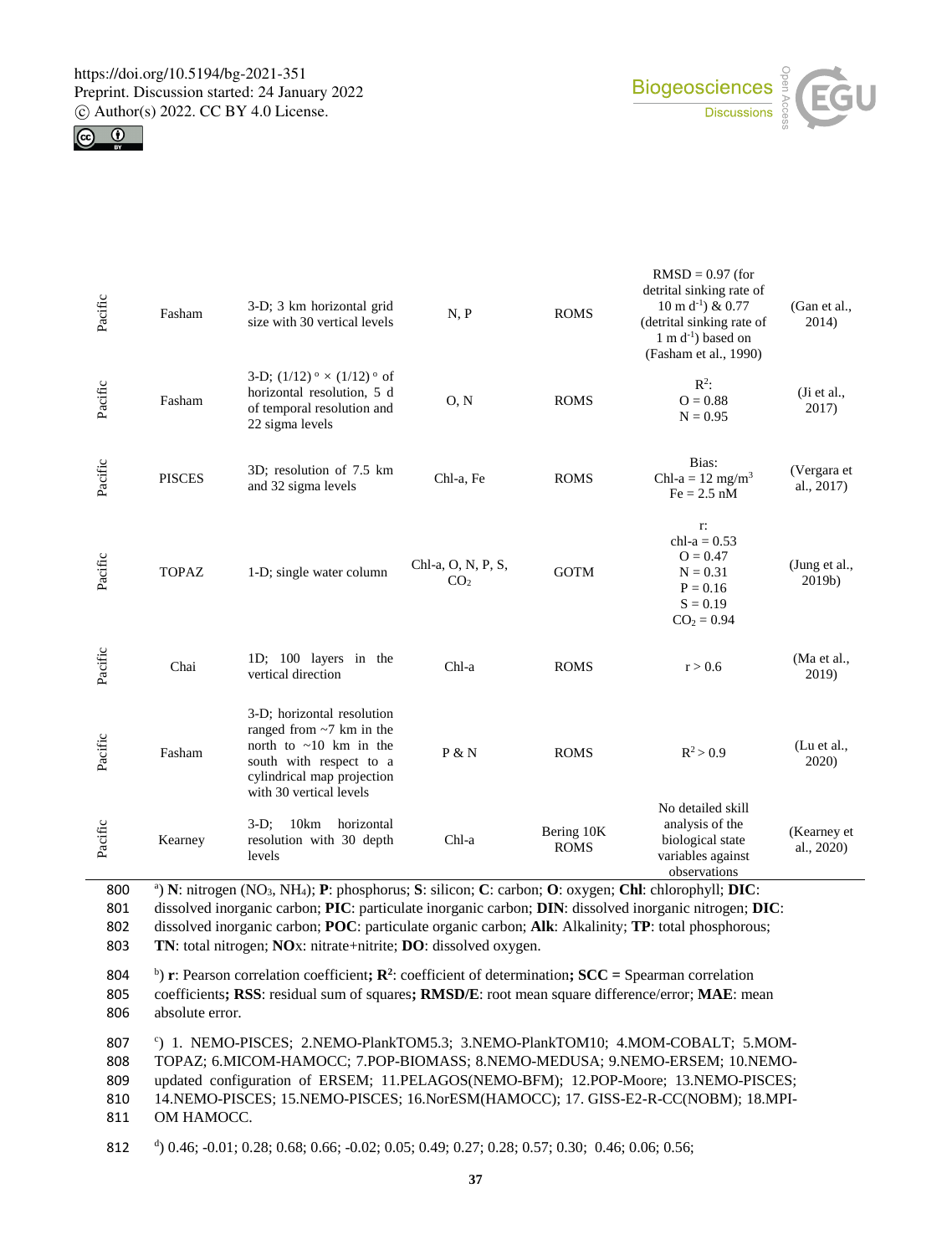| Pacific | Fasham | 3-D; 3 km horizontal grid size with 30 vertical levels | N, P | ROMS | RMSD = 0.97 (for detrital sinking rate of 10 m $d^{-1}$) & 0.77 (detrital sinking rate of 1 m $d^{-1}$) based on (Fasham et al., 1990) | (Gan et al., 2014) |
|---|---|---|---|---|---|---|
| Pacific | Fasham | 3-D; (1/12)° × (1/12)° of horizontal resolution, 5 d of temporal resolution and 22 sigma levels | O, N | ROMS | $R^2$: O = 0.88 N = 0.95 | (Ji et al., 2017) |
| Pacific | PISCES | 3D; resolution of 7.5 km and 32 sigma levels | Chl-a, Fe | ROMS | Bias: Chl-a = 12 mg/$m^3$ Fe = 2.5 nM | (Vergara et al., 2017) |
| Pacific | TOPAZ | 1-D; single water column | Chl-a, O, N, P, S, $CO_2$ | GOTM | r: chl-a = 0.53 O = 0.47 N = 0.31 P = 0.16 S = 0.19 $CO_2$ = 0.94 | (Jung et al., 2019b) |
| Pacific | Chai | 1D; 100 layers in the vertical direction | Chl-a | ROMS | r > 0.6 | (Ma et al., 2019) |
| Pacific | Fasham | 3-D; horizontal resolution ranged from ~7 km in the north to ~10 km in the south with respect to a cylindrical map projection with 30 vertical levels | P & N | ROMS | $R^2$ > 0.9 | (Lu et al., 2020) |
| Pacific | Kearney | 3-D; 10km horizontal resolution with 30 depth levels | Chl-a | Bering 10K ROMS | No detailed skill analysis of the biological state variables against observations | (Kearney et al., 2020) |

[a]) **N**: nitrogen ($NO_3$, $NH_4$); **P**: phosphorus; **S**: silicon; **C**: carbon; **O**: oxygen; **Chl**: chlorophyll; **DIC**: dissolved inorganic carbon; **PIC**: particulate inorganic carbon; **DIN**: dissolved inorganic nitrogen; **DIC**: dissolved inorganic carbon; **POC**: particulate organic carbon; **Alk**: Alkalinity; **TP**: total phosphorous; **TN**: total nitrogen; **NOx**: nitrate+nitrite; **DO**: dissolved oxygen.

[b]) **r**: Pearson correlation coefficient**;** $R^2$: coefficient of determination**; SCC =** Spearman correlation coefficients**; RSS**: residual sum of squares**; RMSD/E**: root mean square difference/error; **MAE**: mean absolute error.

[c]) 1. NEMO-PISCES; 2.NEMO-PlankTOM5.3; 3.NEMO-PlankTOM10; 4.MOM-COBALT; 5.MOM-TOPAZ; 6.MICOM-HAMOCC; 7.POP-BIOMASS; 8.NEMO-MEDUSA; 9.NEMO-ERSEM; 10.NEMO-updated configuration of ERSEM; 11.PELAGOS(NEMO-BFM); 12.POP-Moore; 13.NEMO-PISCES; 14.NEMO-PISCES; 15.NEMO-PISCES; 16.NorESM(HAMOCC); 17. GISS-E2-R-CC(NOBM); 18.MPI-OM HAMOCC.

[d]) 0.46; -0.01; 0.28; 0.68; 0.66; -0.02; 0.05; 0.49; 0.27; 0.28; 0.57; 0.30; 0.46; 0.06; 0.56;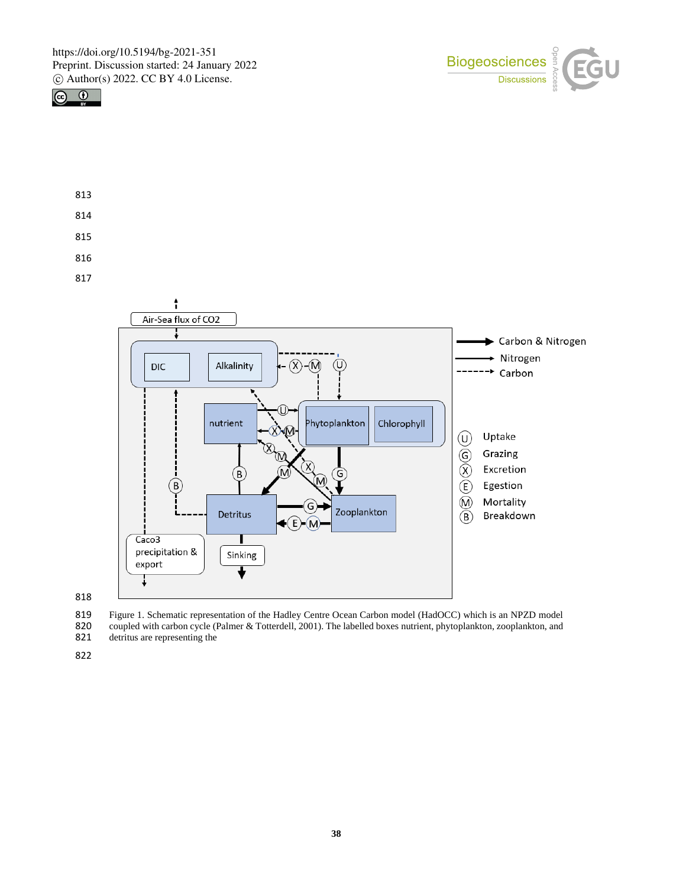Air-Sea flux of CO2

DIC

Alkalinity

nutrient

Phytoplankton

Chlorophyll

Detritus

Zooplankton

Caco3 precipitation & export

Sinking

Carbon & Nitrogen

Nitrogen

Carbon

U Uptake

G Grazing

X Excretion

E Egestion

M Mortality

B Breakdown

Figure 1. Schematic representation of the Hadley Centre Ocean Carbon model (HadOCC) which is an NPZD model coupled with carbon cycle (Palmer & Totterdell, 2001). The labelled boxes nutrient, phytoplankton, zooplankton, and detritus are representing the